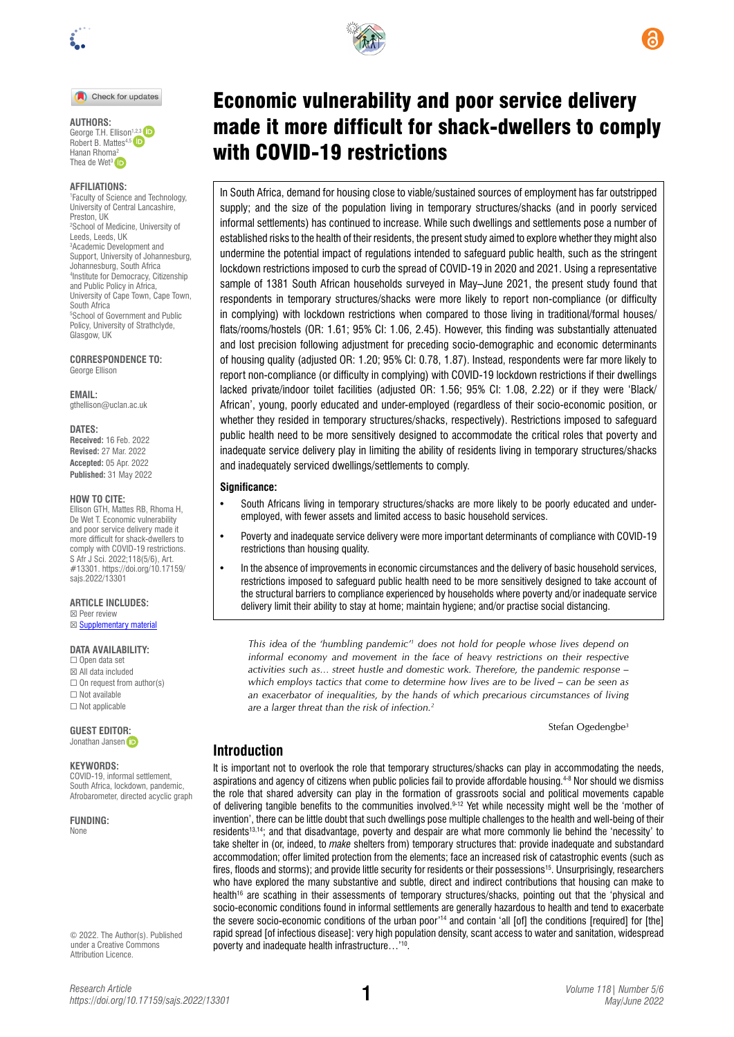# Economic vulnerability and poor service delivery made it more difficult for shack-dwellers to comply with COVID-19 restrictions

**AUTHORS:**
George T.H. Ellison[1,2,3]
Robert B. Mattes[4,5]
Hanan Rhoma[2]
Thea de Wet[3]

**AFFILIATIONS:**
[1]Faculty of Science and Technology, University of Central Lancashire, Preston, UK
[2]School of Medicine, University of Leeds, Leeds, UK
[3]Academic Development and Support, University of Johannesburg, Johannesburg, South Africa
[4]Institute for Democracy, Citizenship and Public Policy in Africa, University of Cape Town, Cape Town, South Africa
[5]School of Government and Public Policy, University of Strathclyde, Glasgow, UK

**CORRESPONDENCE TO:**
George Ellison

**EMAIL:**
gthellison@uclan.ac.uk

**DATES:**
**Received:** 16 Feb. 2022
**Revised:** 27 Mar. 2022
**Accepted:** 05 Apr. 2022
**Published:** 31 May 2022

**HOW TO CITE:**
Ellison GTH, Mattes RB, Rhoma H, De Wet T. Economic vulnerability and poor service delivery made it more difficult for shack-dwellers to comply with COVID-19 restrictions. S Afr J Sci. 2022;118(5/6), Art. #13301. https://doi.org/10.17159/sajs.2022/13301

**ARTICLE INCLUDES:**
☒ Peer review
☒ Supplementary material

**DATA AVAILABILITY:**
☐ Open data set
☒ All data included
☐ On request from author(s)
☐ Not available
☐ Not applicable

**GUEST EDITOR:**
Jonathan Jansen

**KEYWORDS:**
COVID-19, informal settlement, South Africa, lockdown, pandemic, Afrobarometer, directed acyclic graph

**FUNDING:**
None

© 2022. The Author(s). Published under a Creative Commons Attribution Licence.

In South Africa, demand for housing close to viable/sustained sources of employment has far outstripped supply; and the size of the population living in temporary structures/shacks (and in poorly serviced informal settlements) has continued to increase. While such dwellings and settlements pose a number of established risks to the health of their residents, the present study aimed to explore whether they might also undermine the potential impact of regulations intended to safeguard public health, such as the stringent lockdown restrictions imposed to curb the spread of COVID-19 in 2020 and 2021. Using a representative sample of 1381 South African households surveyed in May–June 2021, the present study found that respondents in temporary structures/shacks were more likely to report non-compliance (or difficulty in complying) with lockdown restrictions when compared to those living in traditional/formal houses/flats/rooms/hostels (OR: 1.61; 95% CI: 1.06, 2.45). However, this finding was substantially attenuated and lost precision following adjustment for preceding socio-demographic and economic determinants of housing quality (adjusted OR: 1.20; 95% CI: 0.78, 1.87). Instead, respondents were far more likely to report non-compliance (or difficulty in complying) with COVID-19 lockdown restrictions if their dwellings lacked private/indoor toilet facilities (adjusted OR: 1.56; 95% CI: 1.08, 2.22) or if they were 'Black/African', young, poorly educated and under-employed (regardless of their socio-economic position, or whether they resided in temporary structures/shacks, respectively). Restrictions imposed to safeguard public health need to be more sensitively designed to accommodate the critical roles that poverty and inadequate service delivery play in limiting the ability of residents living in temporary structures/shacks and inadequately serviced dwellings/settlements to comply.

**Significance:**

- South Africans living in temporary structures/shacks are more likely to be poorly educated and under-employed, with fewer assets and limited access to basic household services.
- Poverty and inadequate service delivery were more important determinants of compliance with COVID-19 restrictions than housing quality.
- In the absence of improvements in economic circumstances and the delivery of basic household services, restrictions imposed to safeguard public health need to be more sensitively designed to take account of the structural barriers to compliance experienced by households where poverty and/or inadequate service delivery limit their ability to stay at home; maintain hygiene; and/or practise social distancing.

> *This idea of the 'humbling pandemic'[1] does not hold for people whose lives depend on informal economy and movement in the face of heavy restrictions on their respective activities such as… street hustle and domestic work. Therefore, the pandemic response – which employs tactics that come to determine how lives are to be lived – can be seen as an exacerbator of inequalities, by the hands of which precarious circumstances of living are a larger threat than the risk of infection.[2]*
>
> Stefan Ogedengbe[3]

## Introduction

It is important not to overlook the role that temporary structures/shacks can play in accommodating the needs, aspirations and agency of citizens when public policies fail to provide affordable housing.[4-8] Nor should we dismiss the role that shared adversity can play in the formation of grassroots social and political movements capable of delivering tangible benefits to the communities involved.[9-12] Yet while necessity might well be the 'mother of invention', there can be little doubt that such dwellings pose multiple challenges to the health and well-being of their residents[13,14]; and that disadvantage, poverty and despair are what more commonly lie behind the 'necessity' to take shelter in (or, indeed, to *make* shelters from) temporary structures that: provide inadequate and substandard accommodation; offer limited protection from the elements; face an increased risk of catastrophic events (such as fires, floods and storms); and provide little security for residents or their possessions[15]. Unsurprisingly, researchers who have explored the many substantive and subtle, direct and indirect contributions that housing can make to health[16] are scathing in their assessments of temporary structures/shacks, pointing out that the 'physical and socio-economic conditions found in informal settlements are generally hazardous to health and tend to exacerbate the severe socio-economic conditions of the urban poor'[14] and contain 'all [of] the conditions [required] for [the] rapid spread [of infectious disease]: very high population density, scant access to water and sanitation, widespread poverty and inadequate health infrastructure…'[10].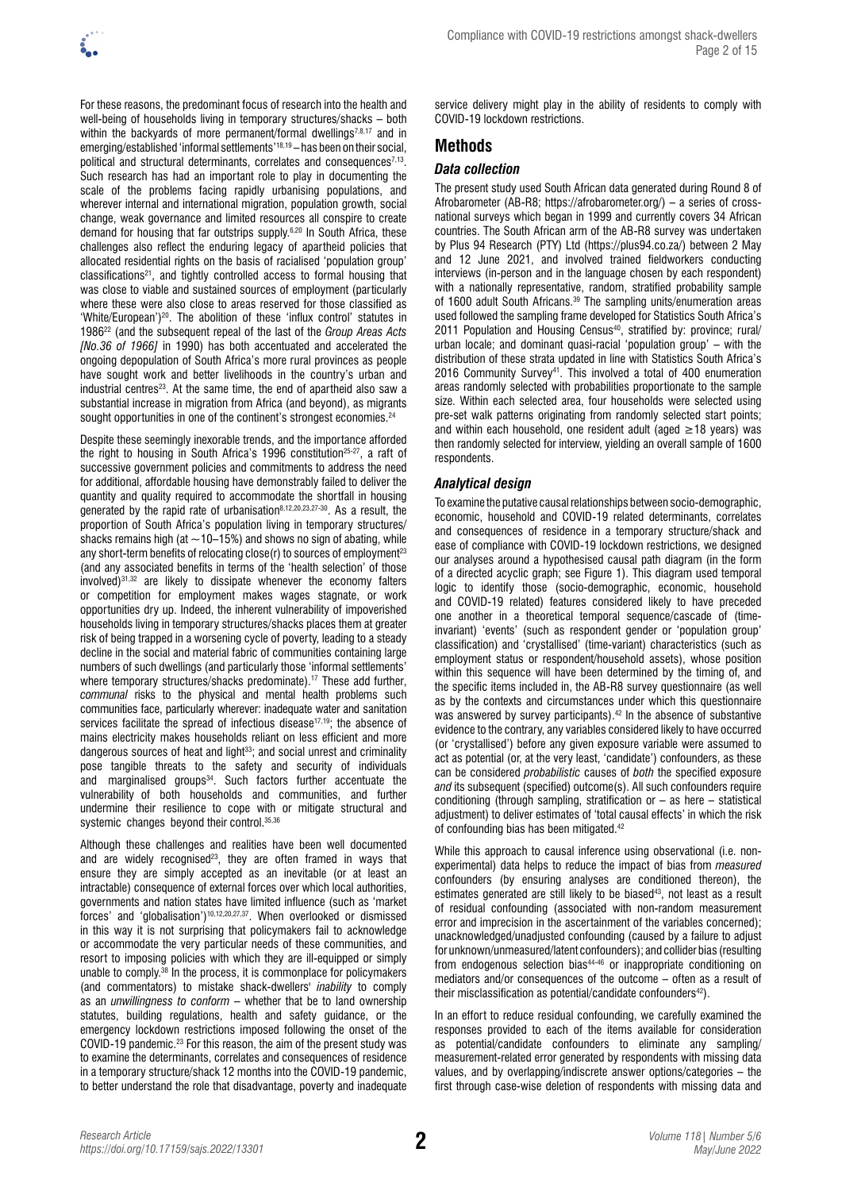For these reasons, the predominant focus of research into the health and well-being of households living in temporary structures/shacks – both within the backyards of more permanent/formal dwellings[7,8,17] and in emerging/established 'informal settlements'[18,19] – has been on their social, political and structural determinants, correlates and consequences[7,13]. Such research has had an important role to play in documenting the scale of the problems facing rapidly urbanising populations, and wherever internal and international migration, population growth, social change, weak governance and limited resources all conspire to create demand for housing that far outstrips supply.[6,20] In South Africa, these challenges also reflect the enduring legacy of apartheid policies that allocated residential rights on the basis of racialised 'population group' classifications[21], and tightly controlled access to formal housing that was close to viable and sustained sources of employment (particularly where these were also close to areas reserved for those classified as 'White/European')[20]. The abolition of these 'influx control' statutes in 1986[22] (and the subsequent repeal of the last of the *Group Areas Acts [No.36 of 1966]* in 1990) has both accentuated and accelerated the ongoing depopulation of South Africa's more rural provinces as people have sought work and better livelihoods in the country's urban and industrial centres[23]. At the same time, the end of apartheid also saw a substantial increase in migration from Africa (and beyond), as migrants sought opportunities in one of the continent's strongest economies.[24]

Despite these seemingly inexorable trends, and the importance afforded the right to housing in South Africa's 1996 constitution[25-27], a raft of successive government policies and commitments to address the need for additional, affordable housing have demonstrably failed to deliver the quantity and quality required to accommodate the shortfall in housing generated by the rapid rate of urbanisation[8,12,20,23,27-30]. As a result, the proportion of South Africa's population living in temporary structures/shacks remains high (at ~10–15%) and shows no sign of abating, while any short-term benefits of relocating close(r) to sources of employment[23] (and any associated benefits in terms of the 'health selection' of those involved)[31,32] are likely to dissipate whenever the economy falters or competition for employment makes wages stagnate, or work opportunities dry up. Indeed, the inherent vulnerability of impoverished households living in temporary structures/shacks places them at greater risk of being trapped in a worsening cycle of poverty, leading to a steady decline in the social and material fabric of communities containing large numbers of such dwellings (and particularly those 'informal settlements' where temporary structures/shacks predominate).[17] These add further, *communal* risks to the physical and mental health problems such communities face, particularly wherever: inadequate water and sanitation services facilitate the spread of infectious disease[17,19]; the absence of mains electricity makes households reliant on less efficient and more dangerous sources of heat and light[33]; and social unrest and criminality pose tangible threats to the safety and security of individuals and marginalised groups[34]. Such factors further accentuate the vulnerability of both households and communities, and further undermine their resilience to cope with or mitigate structural and systemic changes beyond their control.[35,36]

Although these challenges and realities have been well documented and are widely recognised[23], they are often framed in ways that ensure they are simply accepted as an inevitable (or at least an intractable) consequence of external forces over which local authorities, governments and nation states have limited influence (such as 'market forces' and 'globalisation')[10,12,20,27,37]. When overlooked or dismissed in this way it is not surprising that policymakers fail to acknowledge or accommodate the very particular needs of these communities, and resort to imposing policies with which they are ill-equipped or simply unable to comply.[38] In the process, it is commonplace for policymakers (and commentators) to mistake shack-dwellers' *inability* to comply as an *unwillingness to conform* – whether that be to land ownership statutes, building regulations, health and safety guidance, or the emergency lockdown restrictions imposed following the onset of the COVID-19 pandemic.[23] For this reason, the aim of the present study was to examine the determinants, correlates and consequences of residence in a temporary structure/shack 12 months into the COVID-19 pandemic, to better understand the role that disadvantage, poverty and inadequate service delivery might play in the ability of residents to comply with COVID-19 lockdown restrictions.

## Methods

### *Data collection*

The present study used South African data generated during Round 8 of Afrobarometer (AB-R8; https://afrobarometer.org/) – a series of cross-national surveys which began in 1999 and currently covers 34 African countries. The South African arm of the AB-R8 survey was undertaken by Plus 94 Research (PTY) Ltd (https://plus94.co.za/) between 2 May and 12 June 2021, and involved trained fieldworkers conducting interviews (in-person and in the language chosen by each respondent) with a nationally representative, random, stratified probability sample of 1600 adult South Africans.[39] The sampling units/enumeration areas used followed the sampling frame developed for Statistics South Africa's 2011 Population and Housing Census[40], stratified by: province; rural/urban locale; and dominant quasi-racial 'population group' – with the distribution of these strata updated in line with Statistics South Africa's 2016 Community Survey[41]. This involved a total of 400 enumeration areas randomly selected with probabilities proportionate to the sample size. Within each selected area, four households were selected using pre-set walk patterns originating from randomly selected start points; and within each household, one resident adult (aged ≥18 years) was then randomly selected for interview, yielding an overall sample of 1600 respondents.

### *Analytical design*

To examine the putative causal relationships between socio-demographic, economic, household and COVID-19 related determinants, correlates and consequences of residence in a temporary structure/shack and ease of compliance with COVID-19 lockdown restrictions, we designed our analyses around a hypothesised causal path diagram (in the form of a directed acyclic graph; see Figure 1). This diagram used temporal logic to identify those (socio-demographic, economic, household and COVID-19 related) features considered likely to have preceded one another in a theoretical temporal sequence/cascade of (time-invariant) 'events' (such as respondent gender or 'population group' classification) and 'crystallised' (time-variant) characteristics (such as employment status or respondent/household assets), whose position within this sequence will have been determined by the timing of, and the specific items included in, the AB-R8 survey questionnaire (as well as by the contexts and circumstances under which this questionnaire was answered by survey participants).[42] In the absence of substantive evidence to the contrary, any variables considered likely to have occurred (or 'crystallised') before any given exposure variable were assumed to act as potential (or, at the very least, 'candidate') confounders, as these can be considered *probabilistic* causes of *both* the specified exposure *and* its subsequent (specified) outcome(s). All such confounders require conditioning (through sampling, stratification or – as here – statistical adjustment) to deliver estimates of 'total causal effects' in which the risk of confounding bias has been mitigated.[42]

While this approach to causal inference using observational (i.e. non-experimental) data helps to reduce the impact of bias from *measured* confounders (by ensuring analyses are conditioned thereon), the estimates generated are still likely to be biased[43], not least as a result of residual confounding (associated with non-random measurement error and imprecision in the ascertainment of the variables concerned); unacknowledged/unadjusted confounding (caused by a failure to adjust for unknown/unmeasured/latent confounders); and collider bias (resulting from endogenous selection bias[44-46] or inappropriate conditioning on mediators and/or consequences of the outcome – often as a result of their misclassification as potential/candidate confounders[42]).

In an effort to reduce residual confounding, we carefully examined the responses provided to each of the items available for consideration as potential/candidate confounders to eliminate any sampling/measurement-related error generated by respondents with missing data values, and by overlapping/indiscrete answer options/categories – the first through case-wise deletion of respondents with missing data and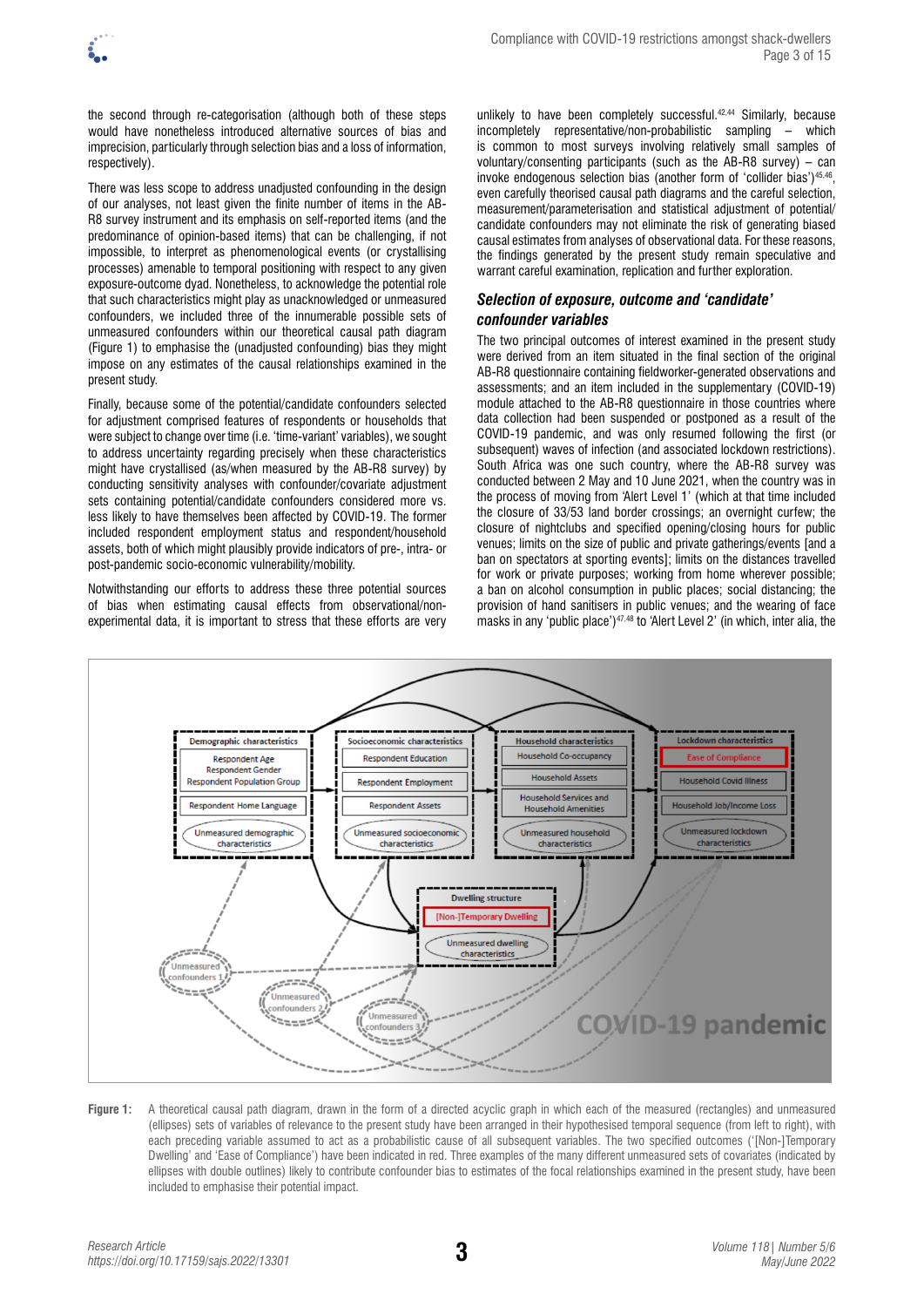the second through re-categorisation (although both of these steps would have nonetheless introduced alternative sources of bias and imprecision, particularly through selection bias and a loss of information, respectively).

There was less scope to address unadjusted confounding in the design of our analyses, not least given the finite number of items in the AB-R8 survey instrument and its emphasis on self-reported items (and the predominance of opinion-based items) that can be challenging, if not impossible, to interpret as phenomenological events (or crystallising processes) amenable to temporal positioning with respect to any given exposure-outcome dyad. Nonetheless, to acknowledge the potential role that such characteristics might play as unacknowledged or unmeasured confounders, we included three of the innumerable possible sets of unmeasured confounders within our theoretical causal path diagram (Figure 1) to emphasise the (unadjusted confounding) bias they might impose on any estimates of the causal relationships examined in the present study.

Finally, because some of the potential/candidate confounders selected for adjustment comprised features of respondents or households that were subject to change over time (i.e. 'time-variant' variables), we sought to address uncertainty regarding precisely when these characteristics might have crystallised (as/when measured by the AB-R8 survey) by conducting sensitivity analyses with confounder/covariate adjustment sets containing potential/candidate confounders considered more vs. less likely to have themselves been affected by COVID-19. The former included respondent employment status and respondent/household assets, both of which might plausibly provide indicators of pre-, intra- or post-pandemic socio-economic vulnerability/mobility.

Notwithstanding our efforts to address these three potential sources of bias when estimating causal effects from observational/non-experimental data, it is important to stress that these efforts are very unlikely to have been completely successful.[42,44] Similarly, because incompletely representative/non-probabilistic sampling – which is common to most surveys involving relatively small samples of voluntary/consenting participants (such as the AB-R8 survey) – can invoke endogenous selection bias (another form of 'collider bias')[45,46], even carefully theorised causal path diagrams and the careful selection, measurement/parameterisation and statistical adjustment of potential/candidate confounders may not eliminate the risk of generating biased causal estimates from analyses of observational data. For these reasons, the findings generated by the present study remain speculative and warrant careful examination, replication and further exploration.

### *Selection of exposure, outcome and 'candidate' confounder variables*

The two principal outcomes of interest examined in the present study were derived from an item situated in the final section of the original AB-R8 questionnaire containing fieldworker-generated observations and assessments; and an item included in the supplementary (COVID-19) module attached to the AB-R8 questionnaire in those countries where data collection had been suspended or postponed as a result of the COVID-19 pandemic, and was only resumed following the first (or subsequent) waves of infection (and associated lockdown restrictions). South Africa was one such country, where the AB-R8 survey was conducted between 2 May and 10 June 2021, when the country was in the process of moving from 'Alert Level 1' (which at that time included the closure of 33/53 land border crossings; an overnight curfew; the closure of nightclubs and specified opening/closing hours for public venues; limits on the size of public and private gatherings/events [and a ban on spectators at sporting events]; limits on the distances travelled for work or private purposes; working from home wherever possible; a ban on alcohol consumption in public places; social distancing; the provision of hand sanitisers in public venues; and the wearing of face masks in any 'public place')[47,48] to 'Alert Level 2' (in which, inter alia, the

**Figure 1:** A theoretical causal path diagram, drawn in the form of a directed acyclic graph in which each of the measured (rectangles) and unmeasured (ellipses) sets of variables of relevance to the present study have been arranged in their hypothesised temporal sequence (from left to right), with each preceding variable assumed to act as a probabilistic cause of all subsequent variables. The two specified outcomes ('[Non-]Temporary Dwelling' and 'Ease of Compliance') have been indicated in red. Three examples of the many different unmeasured sets of covariates (indicated by ellipses with double outlines) likely to contribute confounder bias to estimates of the focal relationships examined in the present study, have been included to emphasise their potential impact.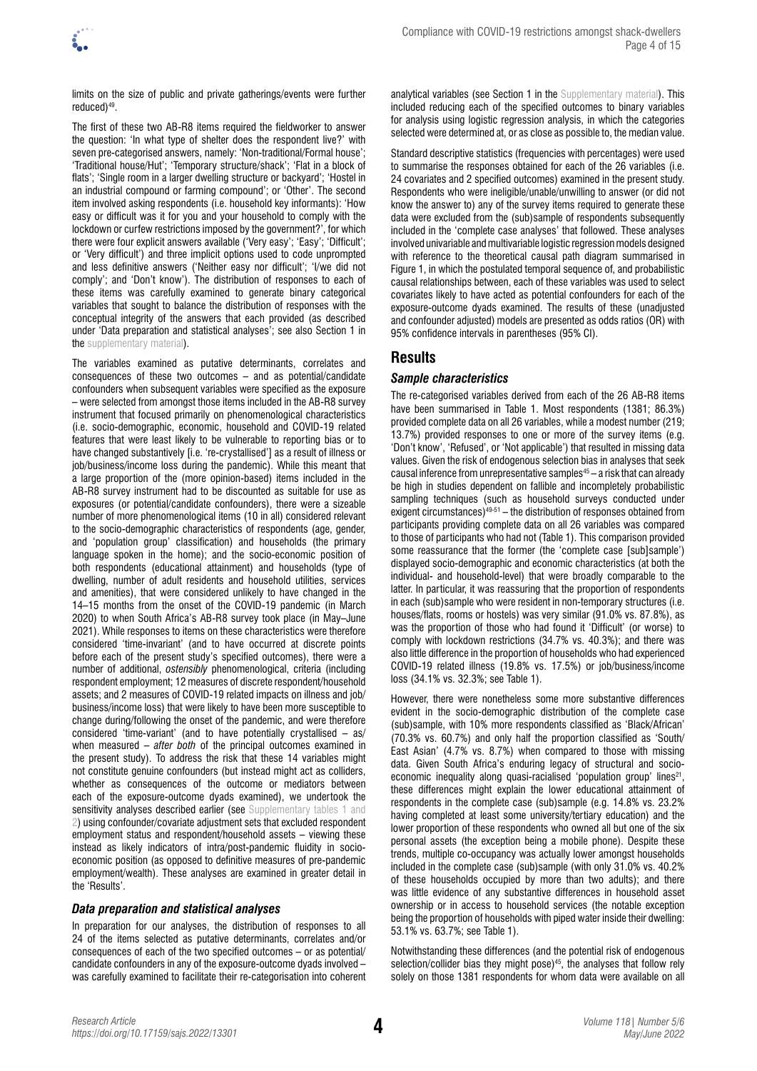limits on the size of public and private gatherings/events were further reduced)[49].

The first of these two AB-R8 items required the fieldworker to answer the question: 'In what type of shelter does the respondent live?' with seven pre-categorised answers, namely: 'Non-traditional/Formal house'; 'Traditional house/Hut'; 'Temporary structure/shack'; 'Flat in a block of flats'; 'Single room in a larger dwelling structure or backyard'; 'Hostel in an industrial compound or farming compound'; or 'Other'. The second item involved asking respondents (i.e. household key informants): 'How easy or difficult was it for you and your household to comply with the lockdown or curfew restrictions imposed by the government?', for which there were four explicit answers available ('Very easy'; 'Easy'; 'Difficult'; or 'Very difficult') and three implicit options used to code unprompted and less definitive answers ('Neither easy nor difficult'; 'I/we did not comply'; and 'Don't know'). The distribution of responses to each of these items was carefully examined to generate binary categorical variables that sought to balance the distribution of responses with the conceptual integrity of the answers that each provided (as described under 'Data preparation and statistical analyses'; see also Section 1 in the supplementary material).

The variables examined as putative determinants, correlates and consequences of these two outcomes – and as potential/candidate confounders when subsequent variables were specified as the exposure – were selected from amongst those items included in the AB-R8 survey instrument that focused primarily on phenomenological characteristics (i.e. socio-demographic, economic, household and COVID-19 related features that were least likely to be vulnerable to reporting bias or to have changed substantively [i.e. 're-crystallised'] as a result of illness or job/business/income loss during the pandemic). While this meant that a large proportion of the (more opinion-based) items included in the AB-R8 survey instrument had to be discounted as suitable for use as exposures (or potential/candidate confounders), there were a sizeable number of more phenomenological items (10 in all) considered relevant to the socio-demographic characteristics of respondents (age, gender, and 'population group' classification) and households (the primary language spoken in the home); and the socio-economic position of both respondents (educational attainment) and households (type of dwelling, number of adult residents and household utilities, services and amenities), that were considered unlikely to have changed in the 14–15 months from the onset of the COVID-19 pandemic (in March 2020) to when South Africa's AB-R8 survey took place (in May–June 2021). While responses to items on these characteristics were therefore considered 'time-invariant' (and to have occurred at discrete points before each of the present study's specified outcomes), there were a number of additional, *ostensibly* phenomenological, criteria (including respondent employment; 12 measures of discrete respondent/household assets; and 2 measures of COVID-19 related impacts on illness and job/business/income loss) that were likely to have been more susceptible to change during/following the onset of the pandemic, and were therefore considered 'time-variant' (and to have potentially crystallised – as/when measured – *after both* of the principal outcomes examined in the present study). To address the risk that these 14 variables might not constitute genuine confounders (but instead might act as colliders, whether as consequences of the outcome or mediators between each of the exposure-outcome dyads examined), we undertook the sensitivity analyses described earlier (see Supplementary tables 1 and 2) using confounder/covariate adjustment sets that excluded respondent employment status and respondent/household assets – viewing these instead as likely indicators of intra/post-pandemic fluidity in socio-economic position (as opposed to definitive measures of pre-pandemic employment/wealth). These analyses are examined in greater detail in the 'Results'.

### *Data preparation and statistical analyses*

In preparation for our analyses, the distribution of responses to all 24 of the items selected as putative determinants, correlates and/or consequences of each of the two specified outcomes – or as potential/candidate confounders in any of the exposure-outcome dyads involved – was carefully examined to facilitate their re-categorisation into coherent analytical variables (see Section 1 in the Supplementary material). This included reducing each of the specified outcomes to binary variables for analysis using logistic regression analysis, in which the categories selected were determined at, or as close as possible to, the median value.

Standard descriptive statistics (frequencies with percentages) were used to summarise the responses obtained for each of the 26 variables (i.e. 24 covariates and 2 specified outcomes) examined in the present study. Respondents who were ineligible/unable/unwilling to answer (or did not know the answer to) any of the survey items required to generate these data were excluded from the (sub)sample of respondents subsequently included in the 'complete case analyses' that followed. These analyses involved univariable and multivariable logistic regression models designed with reference to the theoretical causal path diagram summarised in Figure 1, in which the postulated temporal sequence of, and probabilistic causal relationships between, each of these variables was used to select covariates likely to have acted as potential confounders for each of the exposure-outcome dyads examined. The results of these (unadjusted and confounder adjusted) models are presented as odds ratios (OR) with 95% confidence intervals in parentheses (95% CI).

## Results

### *Sample characteristics*

The re-categorised variables derived from each of the 26 AB-R8 items have been summarised in Table 1. Most respondents (1381; 86.3%) provided complete data on all 26 variables, while a modest number (219; 13.7%) provided responses to one or more of the survey items (e.g. 'Don't know', 'Refused', or 'Not applicable') that resulted in missing data values. Given the risk of endogenous selection bias in analyses that seek causal inference from unrepresentative samples[45] – a risk that can already be high in studies dependent on fallible and incompletely probabilistic sampling techniques (such as household surveys conducted under exigent circumstances)[49-51] – the distribution of responses obtained from participants providing complete data on all 26 variables was compared to those of participants who had not (Table 1). This comparison provided some reassurance that the former (the 'complete case [sub]sample') displayed socio-demographic and economic characteristics (at both the individual- and household-level) that were broadly comparable to the latter. In particular, it was reassuring that the proportion of respondents in each (sub)sample who were resident in non-temporary structures (i.e. houses/flats, rooms or hostels) was very similar (91.0% vs. 87.8%), as was the proportion of those who had found it 'Difficult' (or worse) to comply with lockdown restrictions (34.7% vs. 40.3%); and there was also little difference in the proportion of households who had experienced COVID-19 related illness (19.8% vs. 17.5%) or job/business/income loss (34.1% vs. 32.3%; see Table 1).

However, there were nonetheless some more substantive differences evident in the socio-demographic distribution of the complete case (sub)sample, with 10% more respondents classified as 'Black/African' (70.3% vs. 60.7%) and only half the proportion classified as 'South/East Asian' (4.7% vs. 8.7%) when compared to those with missing data. Given South Africa's enduring legacy of structural and socio-economic inequality along quasi-racialised 'population group' lines[21], these differences might explain the lower educational attainment of respondents in the complete case (sub)sample (e.g. 14.8% vs. 23.2% having completed at least some university/tertiary education) and the lower proportion of these respondents who owned all but one of the six personal assets (the exception being a mobile phone). Despite these trends, multiple co-occupancy was actually lower amongst households included in the complete case (sub)sample (with only 31.0% vs. 40.2% of these households occupied by more than two adults); and there was little evidence of any substantive differences in household asset ownership or in access to household services (the notable exception being the proportion of households with piped water inside their dwelling: 53.1% vs. 63.7%; see Table 1).

Notwithstanding these differences (and the potential risk of endogenous selection/collider bias they might pose)[45], the analyses that follow rely solely on those 1381 respondents for whom data were available on all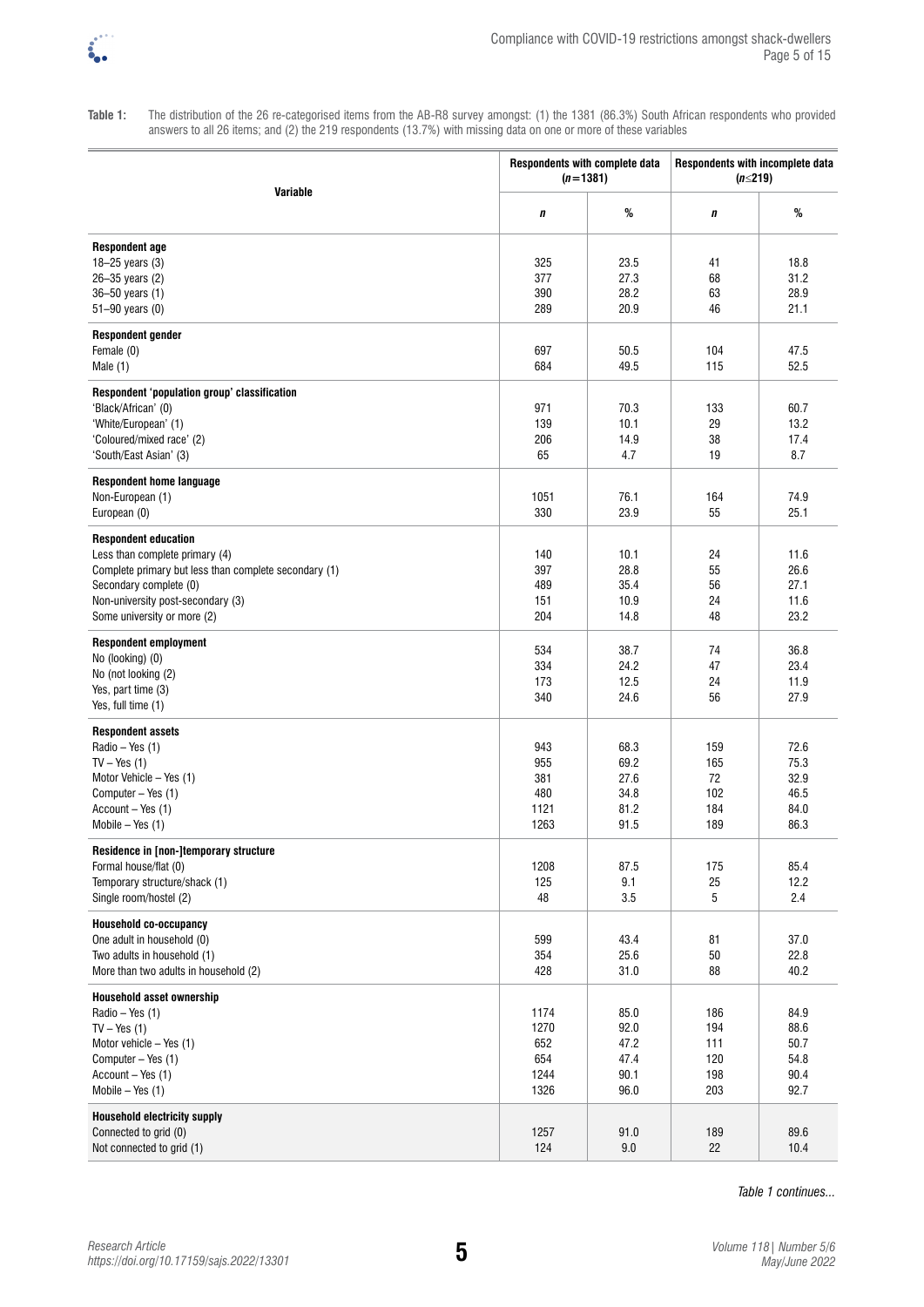**Table 1:** The distribution of the 26 re-categorised items from the AB-R8 survey amongst: (1) the 1381 (86.3%) South African respondents who provided answers to all 26 items; and (2) the 219 respondents (13.7%) with missing data on one or more of these variables

| Variable | Respondents with complete data ($n$=1381) | | Respondents with incomplete data ($n$≤219) | |
|---|---|---|---|---|
| | ***n*** | **%** | ***n*** | **%** |
| **Respondent age** | | | | |
| 18–25 years (3) | 325 | 23.5 | 41 | 18.8 |
| 26–35 years (2) | 377 | 27.3 | 68 | 31.2 |
| 36–50 years (1) | 390 | 28.2 | 63 | 28.9 |
| 51–90 years (0) | 289 | 20.9 | 46 | 21.1 |
| **Respondent gender** | | | | |
| Female (0) | 697 | 50.5 | 104 | 47.5 |
| Male (1) | 684 | 49.5 | 115 | 52.5 |
| **Respondent 'population group' classification** | | | | |
| 'Black/African' (0) | 971 | 70.3 | 133 | 60.7 |
| 'White/European' (1) | 139 | 10.1 | 29 | 13.2 |
| 'Coloured/mixed race' (2) | 206 | 14.9 | 38 | 17.4 |
| 'South/East Asian' (3) | 65 | 4.7 | 19 | 8.7 |
| **Respondent home language** | | | | |
| Non-European (1) | 1051 | 76.1 | 164 | 74.9 |
| European (0) | 330 | 23.9 | 55 | 25.1 |
| **Respondent education** | | | | |
| Less than complete primary (4) | 140 | 10.1 | 24 | 11.6 |
| Complete primary but less than complete secondary (1) | 397 | 28.8 | 55 | 26.6 |
| Secondary complete (0) | 489 | 35.4 | 56 | 27.1 |
| Non-university post-secondary (3) | 151 | 10.9 | 24 | 11.6 |
| Some university or more (2) | 204 | 14.8 | 48 | 23.2 |
| **Respondent employment** | | | | |
| No (looking) (0) | 534 | 38.7 | 74 | 36.8 |
| No (not looking (2) | 334 | 24.2 | 47 | 23.4 |
| Yes, part time (3) | 173 | 12.5 | 24 | 11.9 |
| Yes, full time (1) | 340 | 24.6 | 56 | 27.9 |
| **Respondent assets** | | | | |
| Radio – Yes (1) | 943 | 68.3 | 159 | 72.6 |
| TV – Yes (1) | 955 | 69.2 | 165 | 75.3 |
| Motor Vehicle – Yes (1) | 381 | 27.6 | 72 | 32.9 |
| Computer – Yes (1) | 480 | 34.8 | 102 | 46.5 |
| Account – Yes (1) | 1121 | 81.2 | 184 | 84.0 |
| Mobile – Yes (1) | 1263 | 91.5 | 189 | 86.3 |
| **Residence in [non-]temporary structure** | | | | |
| Formal house/flat (0) | 1208 | 87.5 | 175 | 85.4 |
| Temporary structure/shack (1) | 125 | 9.1 | 25 | 12.2 |
| Single room/hostel (2) | 48 | 3.5 | 5 | 2.4 |
| **Household co-occupancy** | | | | |
| One adult in household (0) | 599 | 43.4 | 81 | 37.0 |
| Two adults in household (1) | 354 | 25.6 | 50 | 22.8 |
| More than two adults in household (2) | 428 | 31.0 | 88 | 40.2 |
| **Household asset ownership** | | | | |
| Radio – Yes (1) | 1174 | 85.0 | 186 | 84.9 |
| TV – Yes (1) | 1270 | 92.0 | 194 | 88.6 |
| Motor vehicle – Yes (1) | 652 | 47.2 | 111 | 50.7 |
| Computer – Yes (1) | 654 | 47.4 | 120 | 54.8 |
| Account – Yes (1) | 1244 | 90.1 | 198 | 90.4 |
| Mobile – Yes (1) | 1326 | 96.0 | 203 | 92.7 |
| **Household electricity supply** | | | | |
| Connected to grid (0) | 1257 | 91.0 | 189 | 89.6 |
| Not connected to grid (1) | 124 | 9.0 | 22 | 10.4 |

*Table 1 continues...*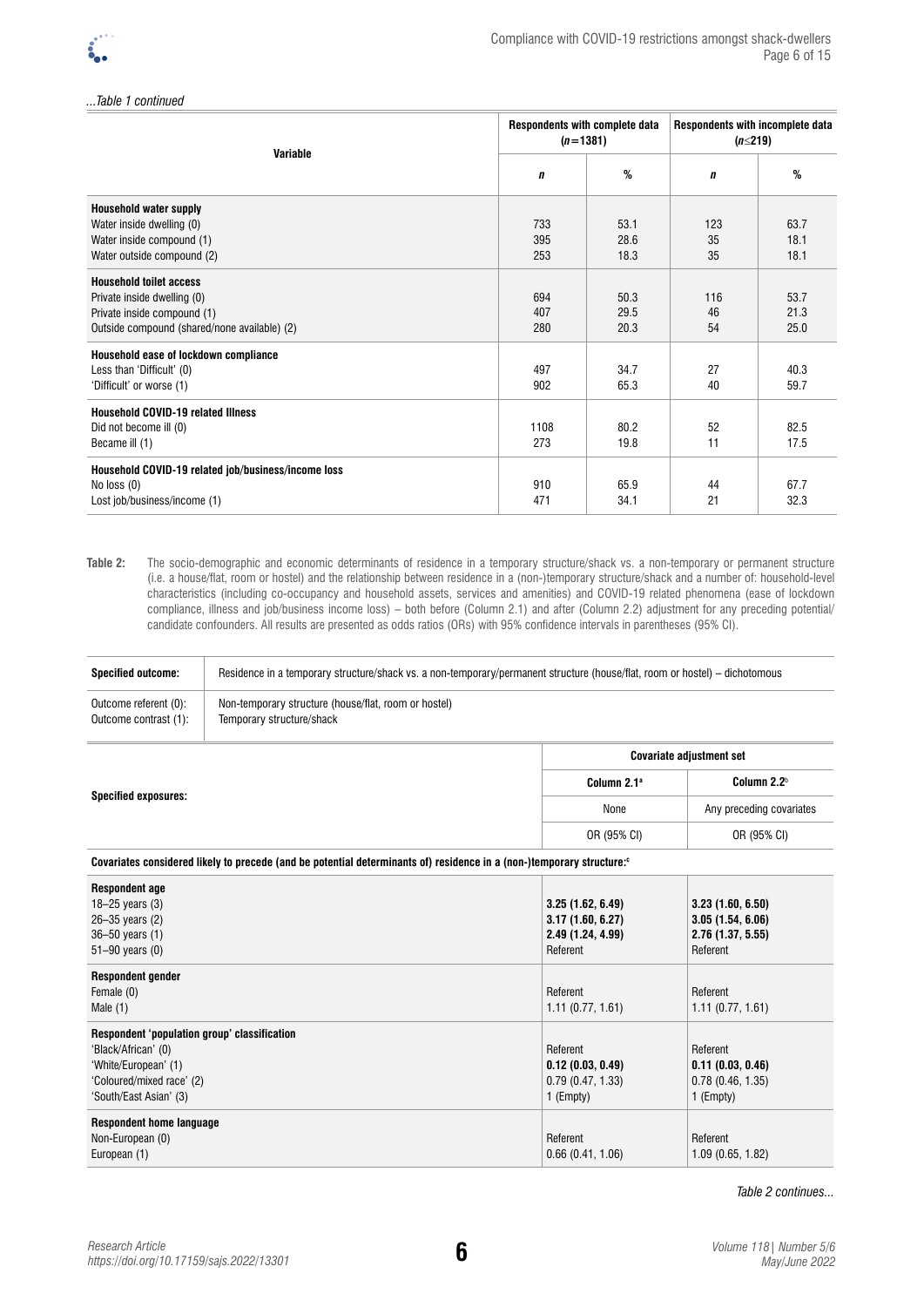*...Table 1 continued*

| Variable | Respondents with complete data ($n$=1381) | | Respondents with incomplete data ($n$≤219) | |
|---|---|---|---|---|
| | ***n*** | **%** | ***n*** | **%** |
| **Household water supply** | | | | |
| Water inside dwelling (0) | 733 | 53.1 | 123 | 63.7 |
| Water inside compound (1) | 395 | 28.6 | 35 | 18.1 |
| Water outside compound (2) | 253 | 18.3 | 35 | 18.1 |
| **Household toilet access** | | | | |
| Private inside dwelling (0) | 694 | 50.3 | 116 | 53.7 |
| Private inside compound (1) | 407 | 29.5 | 46 | 21.3 |
| Outside compound (shared/none available) (2) | 280 | 20.3 | 54 | 25.0 |
| **Household ease of lockdown compliance** | | | | |
| Less than 'Difficult' (0) | 497 | 34.7 | 27 | 40.3 |
| 'Difficult' or worse (1) | 902 | 65.3 | 40 | 59.7 |
| **Household COVID-19 related Illness** | | | | |
| Did not become ill (0) | 1108 | 80.2 | 52 | 82.5 |
| Became ill (1) | 273 | 19.8 | 11 | 17.5 |
| **Household COVID-19 related job/business/income loss** | | | | |
| No loss (0) | 910 | 65.9 | 44 | 67.7 |
| Lost job/business/income (1) | 471 | 34.1 | 21 | 32.3 |

**Table 2:** The socio-demographic and economic determinants of residence in a temporary structure/shack vs. a non-temporary or permanent structure (i.e. a house/flat, room or hostel) and the relationship between residence in a (non-)temporary structure/shack and a number of: household-level characteristics (including co-occupancy and household assets, services and amenities) and COVID-19 related phenomena (ease of lockdown compliance, illness and job/business income loss) – both before (Column 2.1) and after (Column 2.2) adjustment for any preceding potential/candidate confounders. All results are presented as odds ratios (ORs) with 95% confidence intervals in parentheses (95% CI).

| **Specified outcome:** | Residence in a temporary structure/shack vs. a non-temporary/permanent structure (house/flat, room or hostel) – dichotomous |
|---|---|
| Outcome referent (0):<br>Outcome contrast (1): | Non-temporary structure (house/flat, room or hostel)<br>Temporary structure/shack |

| Specified exposures: | Covariate adjustment set | |
|---|---|---|
| | **Column 2.1**[a] | **Column 2.2**[b] |
| | None | Any preceding covariates |
| | OR (95% CI) | OR (95% CI) |
| **Covariates considered likely to precede (and be potential determinants of) residence in a (non-)temporary structure:**[c] | | |
| **Respondent age** | | |
| 18–25 years (3) | **3.25 (1.62, 6.49)** | **3.23 (1.60, 6.50)** |
| 26–35 years (2) | **3.17 (1.60, 6.27)** | **3.05 (1.54, 6.06)** |
| 36–50 years (1) | **2.49 (1.24, 4.99)** | **2.76 (1.37, 5.55)** |
| 51–90 years (0) | Referent | Referent |
| **Respondent gender** | | |
| Female (0) | Referent | Referent |
| Male (1) | 1.11 (0.77, 1.61) | 1.11 (0.77, 1.61) |
| **Respondent 'population group' classification** | | |
| 'Black/African' (0) | Referent | Referent |
| 'White/European' (1) | **0.12 (0.03, 0.49)** | **0.11 (0.03, 0.46)** |
| 'Coloured/mixed race' (2) | 0.79 (0.47, 1.33) | 0.78 (0.46, 1.35) |
| 'South/East Asian' (3) | 1 (Empty) | 1 (Empty) |
| **Respondent home language** | | |
| Non-European (0) | Referent | Referent |
| European (1) | 0.66 (0.41, 1.06) | 1.09 (0.65, 1.82) |

*Table 2 continues...*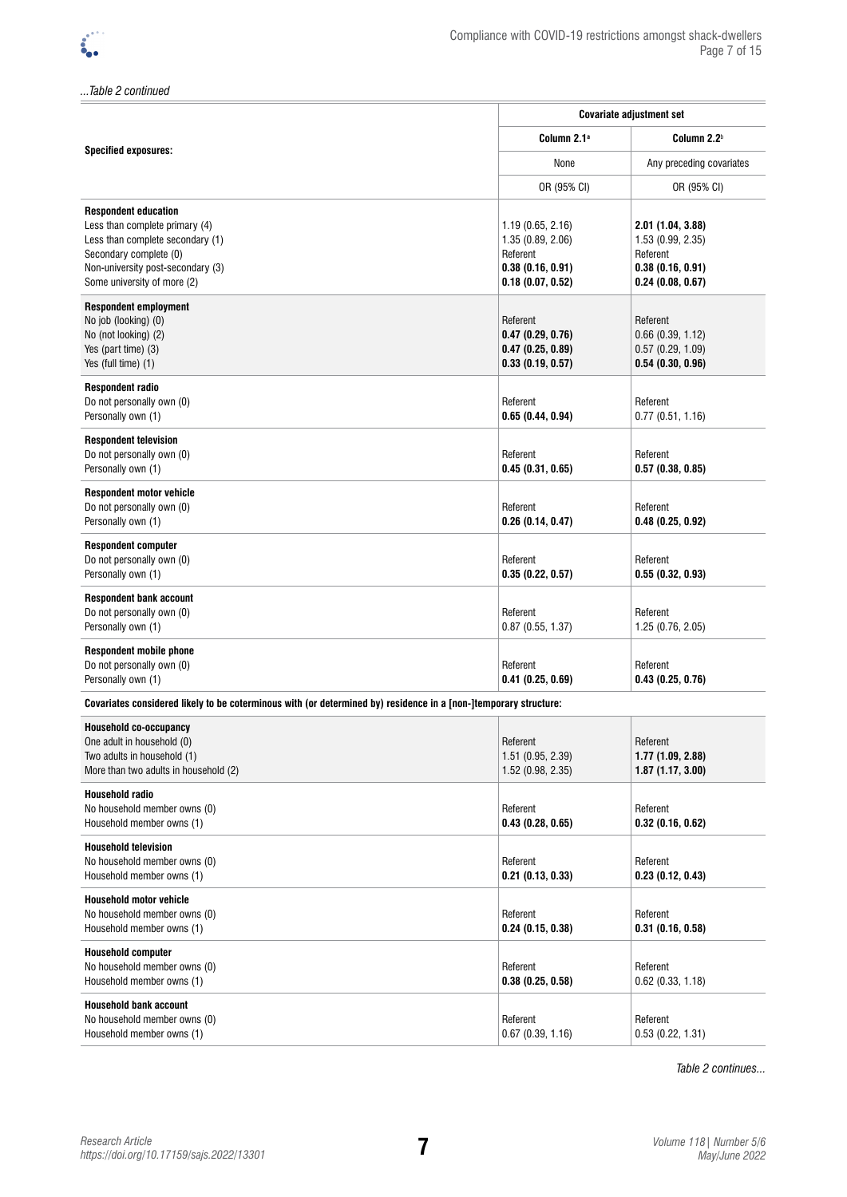*...Table 2 continued*

| Specified exposures: | Covariate adjustment set | |
|---|---|---|
| | Column 2.1[a] | Column 2.2[b] |
| | None | Any preceding covariates |
| | OR (95% CI) | OR (95% CI) |
| **Respondent education** | | |
| Less than complete primary (4) | 1.19 (0.65, 2.16) | **2.01 (1.04, 3.88)** |
| Less than complete secondary (1) | 1.35 (0.89, 2.06) | 1.53 (0.99, 2.35) |
| Secondary complete (0) | Referent | Referent |
| Non-university post-secondary (3) | **0.38 (0.16, 0.91)** | **0.38 (0.16, 0.91)** |
| Some university of more (2) | **0.18 (0.07, 0.52)** | **0.24 (0.08, 0.67)** |
| **Respondent employment** | | |
| No job (looking) (0) | Referent | Referent |
| No (not looking) (2) | **0.47 (0.29, 0.76)** | 0.66 (0.39, 1.12) |
| Yes (part time) (3) | **0.47 (0.25, 0.89)** | 0.57 (0.29, 1.09) |
| Yes (full time) (1) | **0.33 (0.19, 0.57)** | **0.54 (0.30, 0.96)** |
| **Respondent radio** | | |
| Do not personally own (0) | Referent | Referent |
| Personally own (1) | **0.65 (0.44, 0.94)** | 0.77 (0.51, 1.16) |
| **Respondent television** | | |
| Do not personally own (0) | Referent | Referent |
| Personally own (1) | **0.45 (0.31, 0.65)** | **0.57 (0.38, 0.85)** |
| **Respondent motor vehicle** | | |
| Do not personally own (0) | Referent | Referent |
| Personally own (1) | **0.26 (0.14, 0.47)** | **0.48 (0.25, 0.92)** |
| **Respondent computer** | | |
| Do not personally own (0) | Referent | Referent |
| Personally own (1) | **0.35 (0.22, 0.57)** | **0.55 (0.32, 0.93)** |
| **Respondent bank account** | | |
| Do not personally own (0) | Referent | Referent |
| Personally own (1) | 0.87 (0.55, 1.37) | 1.25 (0.76, 2.05) |
| **Respondent mobile phone** | | |
| Do not personally own (0) | Referent | Referent |
| Personally own (1) | **0.41 (0.25, 0.69)** | **0.43 (0.25, 0.76)** |
| **Covariates considered likely to be coterminous with (or determined by) residence in a [non-]temporary structure:** | | |
| **Household co-occupancy** | | |
| One adult in household (0) | Referent | Referent |
| Two adults in household (1) | 1.51 (0.95, 2.39) | **1.77 (1.09, 2.88)** |
| More than two adults in household (2) | 1.52 (0.98, 2.35) | **1.87 (1.17, 3.00)** |
| **Household radio** | | |
| No household member owns (0) | Referent | Referent |
| Household member owns (1) | **0.43 (0.28, 0.65)** | **0.32 (0.16, 0.62)** |
| **Household television** | | |
| No household member owns (0) | Referent | Referent |
| Household member owns (1) | **0.21 (0.13, 0.33)** | **0.23 (0.12, 0.43)** |
| **Household motor vehicle** | | |
| No household member owns (0) | Referent | Referent |
| Household member owns (1) | **0.24 (0.15, 0.38)** | **0.31 (0.16, 0.58)** |
| **Household computer** | | |
| No household member owns (0) | Referent | Referent |
| Household member owns (1) | **0.38 (0.25, 0.58)** | 0.62 (0.33, 1.18) |
| **Household bank account** | | |
| No household member owns (0) | Referent | Referent |
| Household member owns (1) | 0.67 (0.39, 1.16) | 0.53 (0.22, 1.31) |

*Table 2 continues...*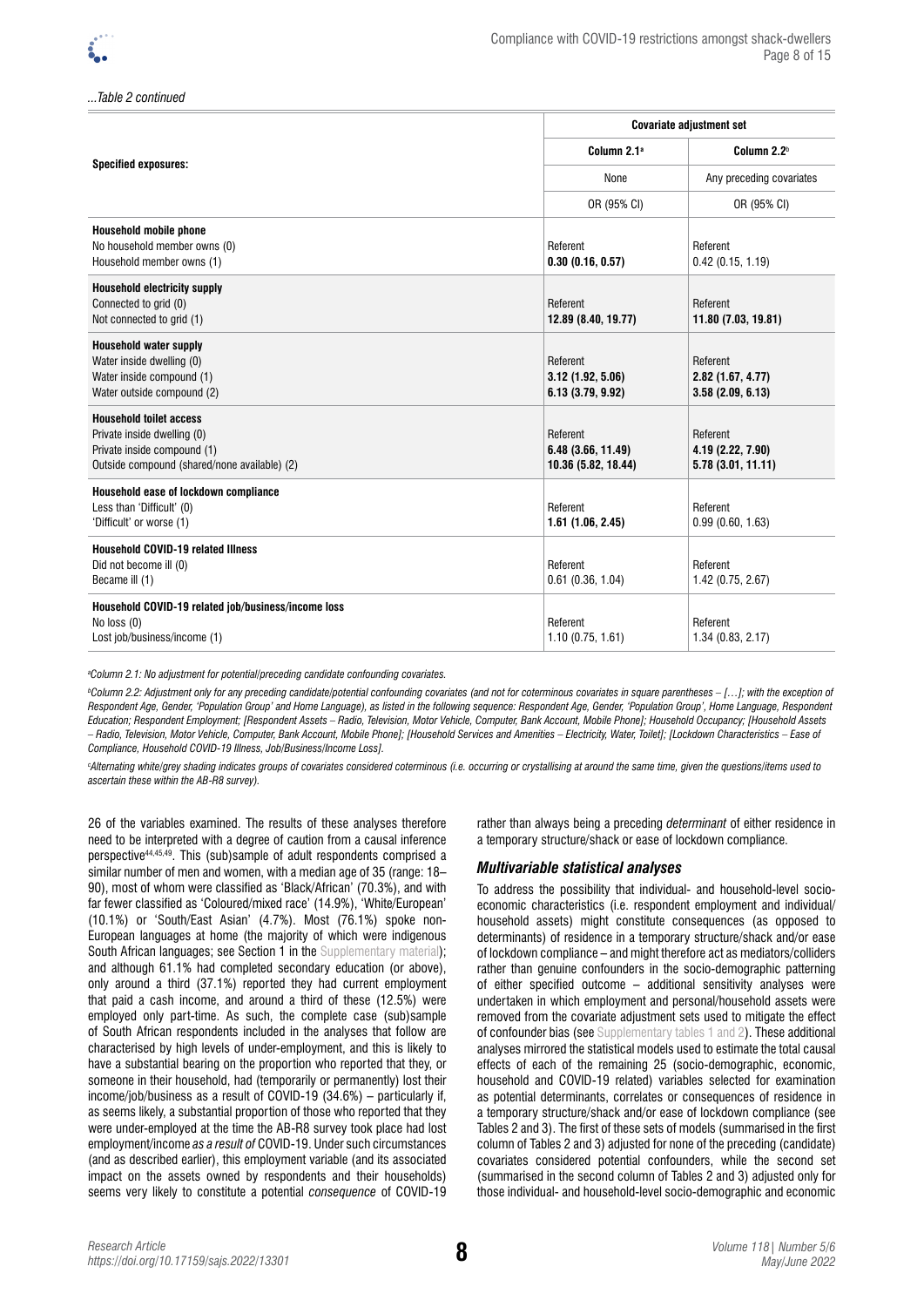*...Table 2 continued*

| Specified exposures: | Covariate adjustment set | |
|---|---|---|
| | Column 2.1[a] | Column 2.2[b] |
| | None | Any preceding covariates |
| | OR (95% CI) | OR (95% CI) |
| **Household mobile phone** | | |
| No household member owns (0) | Referent | Referent |
| Household member owns (1) | **0.30 (0.16, 0.57)** | 0.42 (0.15, 1.19) |
| **Household electricity supply** | | |
| Connected to grid (0) | Referent | Referent |
| Not connected to grid (1) | **12.89 (8.40, 19.77)** | **11.80 (7.03, 19.81)** |
| **Household water supply** | | |
| Water inside dwelling (0) | Referent | Referent |
| Water inside compound (1) | **3.12 (1.92, 5.06)** | **2.82 (1.67, 4.77)** |
| Water outside compound (2) | **6.13 (3.79, 9.92)** | **3.58 (2.09, 6.13)** |
| **Household toilet access** | | |
| Private inside dwelling (0) | Referent | Referent |
| Private inside compound (1) | **6.48 (3.66, 11.49)** | **4.19 (2.22, 7.90)** |
| Outside compound (shared/none available) (2) | **10.36 (5.82, 18.44)** | **5.78 (3.01, 11.11)** |
| **Household ease of lockdown compliance** | | |
| Less than 'Difficult' (0) | Referent | Referent |
| 'Difficult' or worse (1) | **1.61 (1.06, 2.45)** | 0.99 (0.60, 1.63) |
| **Household COVID-19 related Illness** | | |
| Did not become ill (0) | Referent | Referent |
| Became ill (1) | 0.61 (0.36, 1.04) | 1.42 (0.75, 2.67) |
| **Household COVID-19 related job/business/income loss** | | |
| No loss (0) | Referent | Referent |
| Lost job/business/income (1) | 1.10 (0.75, 1.61) | 1.34 (0.83, 2.17) |

[a]*Column 2.1: No adjustment for potential/preceding candidate confounding covariates.*

[b]*Column 2.2: Adjustment only for any preceding candidate/potential confounding covariates (and not for coterminous covariates in square parentheses – […]; with the exception of Respondent Age, Gender, 'Population Group' and Home Language), as listed in the following sequence: Respondent Age, Gender, 'Population Group', Home Language, Respondent Education; Respondent Employment; [Respondent Assets – Radio, Television, Motor Vehicle, Computer, Bank Account, Mobile Phone]; Household Occupancy; [Household Assets – Radio, Television, Motor Vehicle, Computer, Bank Account, Mobile Phone]; [Household Services and Amenities – Electricity, Water, Toilet]; [Lockdown Characteristics – Ease of Compliance, Household COVID-19 Illness, Job/Business/Income Loss].*

[c]*Alternating white/grey shading indicates groups of covariates considered coterminous (i.e. occurring or crystallising at around the same time, given the questions/items used to ascertain these within the AB-R8 survey).*

26 of the variables examined. The results of these analyses therefore need to be interpreted with a degree of caution from a causal inference perspective[44,45,49]. This (sub)sample of adult respondents comprised a similar number of men and women, with a median age of 35 (range: 18–90), most of whom were classified as 'Black/African' (70.3%), and with far fewer classified as 'Coloured/mixed race' (14.9%), 'White/European' (10.1%) or 'South/East Asian' (4.7%). Most (76.1%) spoke non-European languages at home (the majority of which were indigenous South African languages; see Section 1 in the Supplementary material); and although 61.1% had completed secondary education (or above), only around a third (37.1%) reported they had current employment that paid a cash income, and around a third of these (12.5%) were employed only part-time. As such, the complete case (sub)sample of South African respondents included in the analyses that follow are characterised by high levels of under-employment, and this is likely to have a substantial bearing on the proportion who reported that they, or someone in their household, had (temporarily or permanently) lost their income/job/business as a result of COVID-19 (34.6%) – particularly if, as seems likely, a substantial proportion of those who reported that they were under-employed at the time the AB-R8 survey took place had lost employment/income *as a result of* COVID-19. Under such circumstances (and as described earlier), this employment variable (and its associated impact on the assets owned by respondents and their households) seems very likely to constitute a potential *consequence* of COVID-19 rather than always being a preceding *determinant* of either residence in a temporary structure/shack or ease of lockdown compliance.

### *Multivariable statistical analyses*

To address the possibility that individual- and household-level socio-economic characteristics (i.e. respondent employment and individual/household assets) might constitute consequences (as opposed to determinants) of residence in a temporary structure/shack and/or ease of lockdown compliance – and might therefore act as mediators/colliders rather than genuine confounders in the socio-demographic patterning of either specified outcome – additional sensitivity analyses were undertaken in which employment and personal/household assets were removed from the covariate adjustment sets used to mitigate the effect of confounder bias (see Supplementary tables 1 and 2). These additional analyses mirrored the statistical models used to estimate the total causal effects of each of the remaining 25 (socio-demographic, economic, household and COVID-19 related) variables selected for examination as potential determinants, correlates or consequences of residence in a temporary structure/shack and/or ease of lockdown compliance (see Tables 2 and 3). The first of these sets of models (summarised in the first column of Tables 2 and 3) adjusted for none of the preceding (candidate) covariates considered potential confounders, while the second set (summarised in the second column of Tables 2 and 3) adjusted only for those individual- and household-level socio-demographic and economic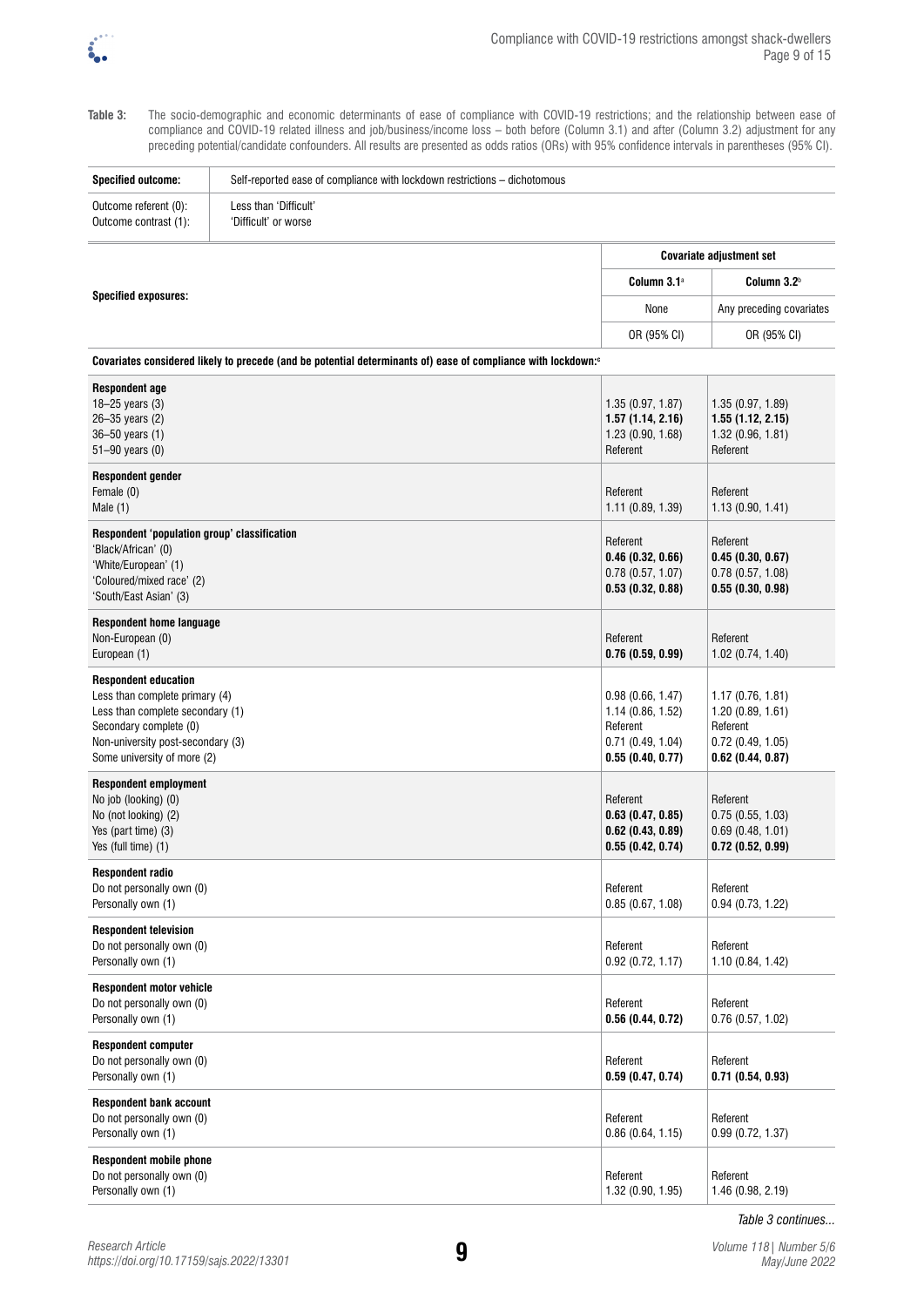**Table 3:** The socio-demographic and economic determinants of ease of compliance with COVID-19 restrictions; and the relationship between ease of compliance and COVID-19 related illness and job/business/income loss – both before (Column 3.1) and after (Column 3.2) adjustment for any preceding potential/candidate confounders. All results are presented as odds ratios (ORs) with 95% confidence intervals in parentheses (95% CI).

| **Specified outcome:** | Self-reported ease of compliance with lockdown restrictions – dichotomous | |
|---|---|---|
| Outcome referent (0): Outcome contrast (1): | Less than 'Difficult' 'Difficult' or worse | |
| | **Covariate adjustment set** | |
| **Specified exposures:** | **Column 3.1**[a] | **Column 3.2**[b] |
| | None | Any preceding covariates |
| | OR (95% CI) | OR (95% CI) |
| **Covariates considered likely to precede (and be potential determinants of) ease of compliance with lockdown:**[c] | | |
| **Respondent age** | | |
| 18–25 years (3) | 1.35 (0.97, 1.87) | 1.35 (0.97, 1.89) |
| 26–35 years (2) | **1.57 (1.14, 2.16)** | **1.55 (1.12, 2.15)** |
| 36–50 years (1) | 1.23 (0.90, 1.68) | 1.32 (0.96, 1.81) |
| 51–90 years (0) | Referent | Referent |
| **Respondent gender** | | |
| Female (0) | Referent | Referent |
| Male (1) | 1.11 (0.89, 1.39) | 1.13 (0.90, 1.41) |
| **Respondent 'population group' classification** | | |
| 'Black/African' (0) | Referent | Referent |
| 'White/European' (1) | **0.46 (0.32, 0.66)** | **0.45 (0.30, 0.67)** |
| 'Coloured/mixed race' (2) | 0.78 (0.57, 1.07) | 0.78 (0.57, 1.08) |
| 'South/East Asian' (3) | **0.53 (0.32, 0.88)** | **0.55 (0.30, 0.98)** |
| **Respondent home language** | | |
| Non-European (0) | Referent | Referent |
| European (1) | **0.76 (0.59, 0.99)** | 1.02 (0.74, 1.40) |
| **Respondent education** | | |
| Less than complete primary (4) | 0.98 (0.66, 1.47) | 1.17 (0.76, 1.81) |
| Less than complete secondary (1) | 1.14 (0.86, 1.52) | 1.20 (0.89, 1.61) |
| Secondary complete (0) | Referent | Referent |
| Non-university post-secondary (3) | 0.71 (0.49, 1.04) | 0.72 (0.49, 1.05) |
| Some university of more (2) | **0.55 (0.40, 0.77)** | **0.62 (0.44, 0.87)** |
| **Respondent employment** | | |
| No job (looking) (0) | Referent | Referent |
| No (not looking) (2) | **0.63 (0.47, 0.85)** | 0.75 (0.55, 1.03) |
| Yes (part time) (3) | **0.62 (0.43, 0.89)** | 0.69 (0.48, 1.01) |
| Yes (full time) (1) | **0.55 (0.42, 0.74)** | **0.72 (0.52, 0.99)** |
| **Respondent radio** | | |
| Do not personally own (0) | Referent | Referent |
| Personally own (1) | 0.85 (0.67, 1.08) | 0.94 (0.73, 1.22) |
| **Respondent television** | | |
| Do not personally own (0) | Referent | Referent |
| Personally own (1) | 0.92 (0.72, 1.17) | 1.10 (0.84, 1.42) |
| **Respondent motor vehicle** | | |
| Do not personally own (0) | Referent | Referent |
| Personally own (1) | **0.56 (0.44, 0.72)** | 0.76 (0.57, 1.02) |
| **Respondent computer** | | |
| Do not personally own (0) | Referent | Referent |
| Personally own (1) | **0.59 (0.47, 0.74)** | **0.71 (0.54, 0.93)** |
| **Respondent bank account** | | |
| Do not personally own (0) | Referent | Referent |
| Personally own (1) | 0.86 (0.64, 1.15) | 0.99 (0.72, 1.37) |
| **Respondent mobile phone** | | |
| Do not personally own (0) | Referent | Referent |
| Personally own (1) | 1.32 (0.90, 1.95) | 1.46 (0.98, 2.19) |

*Table 3 continues...*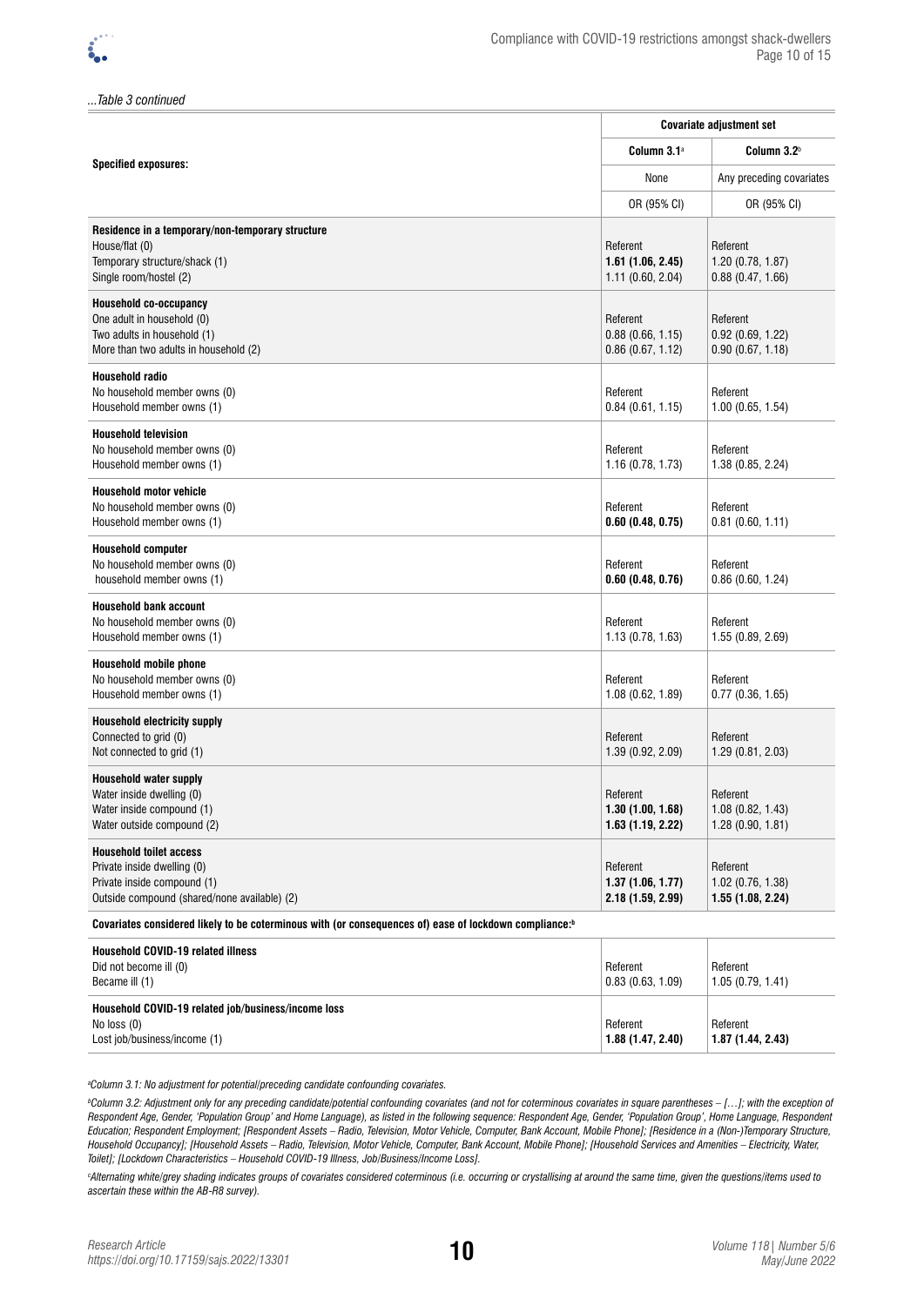*...Table 3 continued*

| Specified exposures: | Covariate adjustment set | |
|---|---|---|
| | Column 3.1[a] | Column 3.2[b] |
| | None | Any preceding covariates |
| | OR (95% CI) | OR (95% CI) |
| **Residence in a temporary/non-temporary structure** | | |
| House/flat (0) | Referent | Referent |
| Temporary structure/shack (1) | **1.61 (1.06, 2.45)** | 1.20 (0.78, 1.87) |
| Single room/hostel (2) | 1.11 (0.60, 2.04) | 0.88 (0.47, 1.66) |
| **Household co-occupancy** | | |
| One adult in household (0) | Referent | Referent |
| Two adults in household (1) | 0.88 (0.66, 1.15) | 0.92 (0.69, 1.22) |
| More than two adults in household (2) | 0.86 (0.67, 1.12) | 0.90 (0.67, 1.18) |
| **Household radio** | | |
| No household member owns (0) | Referent | Referent |
| Household member owns (1) | 0.84 (0.61, 1.15) | 1.00 (0.65, 1.54) |
| **Household television** | | |
| No household member owns (0) | Referent | Referent |
| Household member owns (1) | 1.16 (0.78, 1.73) | 1.38 (0.85, 2.24) |
| **Household motor vehicle** | | |
| No household member owns (0) | Referent | Referent |
| Household member owns (1) | **0.60 (0.48, 0.75)** | 0.81 (0.60, 1.11) |
| **Household computer** | | |
| No household member owns (0) | Referent | Referent |
| household member owns (1) | **0.60 (0.48, 0.76)** | 0.86 (0.60, 1.24) |
| **Household bank account** | | |
| No household member owns (0) | Referent | Referent |
| Household member owns (1) | 1.13 (0.78, 1.63) | 1.55 (0.89, 2.69) |
| **Household mobile phone** | | |
| No household member owns (0) | Referent | Referent |
| Household member owns (1) | 1.08 (0.62, 1.89) | 0.77 (0.36, 1.65) |
| **Household electricity supply** | | |
| Connected to grid (0) | Referent | Referent |
| Not connected to grid (1) | 1.39 (0.92, 2.09) | 1.29 (0.81, 2.03) |
| **Household water supply** | | |
| Water inside dwelling (0) | Referent | Referent |
| Water inside compound (1) | **1.30 (1.00, 1.68)** | 1.08 (0.82, 1.43) |
| Water outside compound (2) | **1.63 (1.19, 2.22)** | 1.28 (0.90, 1.81) |
| **Household toilet access** | | |
| Private inside dwelling (0) | Referent | Referent |
| Private inside compound (1) | **1.37 (1.06, 1.77)** | 1.02 (0.76, 1.38) |
| Outside compound (shared/none available) (2) | **2.18 (1.59, 2.99)** | **1.55 (1.08, 2.24)** |
| **Covariates considered likely to be coterminous with (or consequences of) ease of lockdown compliance:[b]** | | |
| **Household COVID-19 related illness** | | |
| Did not become ill (0) | Referent | Referent |
| Became ill (1) | 0.83 (0.63, 1.09) | 1.05 (0.79, 1.41) |
| **Household COVID-19 related job/business/income loss** | | |
| No loss (0) | Referent | Referent |
| Lost job/business/income (1) | **1.88 (1.47, 2.40)** | **1.87 (1.44, 2.43)** |

*[a]Column 3.1: No adjustment for potential/preceding candidate confounding covariates.*

*[b]Column 3.2: Adjustment only for any preceding candidate/potential confounding covariates (and not for coterminous covariates in square parentheses – […]; with the exception of Respondent Age, Gender, 'Population Group' and Home Language), as listed in the following sequence: Respondent Age, Gender, 'Population Group', Home Language, Respondent Education; Respondent Employment; [Respondent Assets – Radio, Television, Motor Vehicle, Computer, Bank Account, Mobile Phone]; [Residence in a (Non-)Temporary Structure, Household Occupancy]; [Household Assets – Radio, Television, Motor Vehicle, Computer, Bank Account, Mobile Phone]; [Household Services and Amenities – Electricity, Water, Toilet]; [Lockdown Characteristics – Household COVID-19 Illness, Job/Business/Income Loss].*

*[c]Alternating white/grey shading indicates groups of covariates considered coterminous (i.e. occurring or crystallising at around the same time, given the questions/items used to ascertain these within the AB-R8 survey).*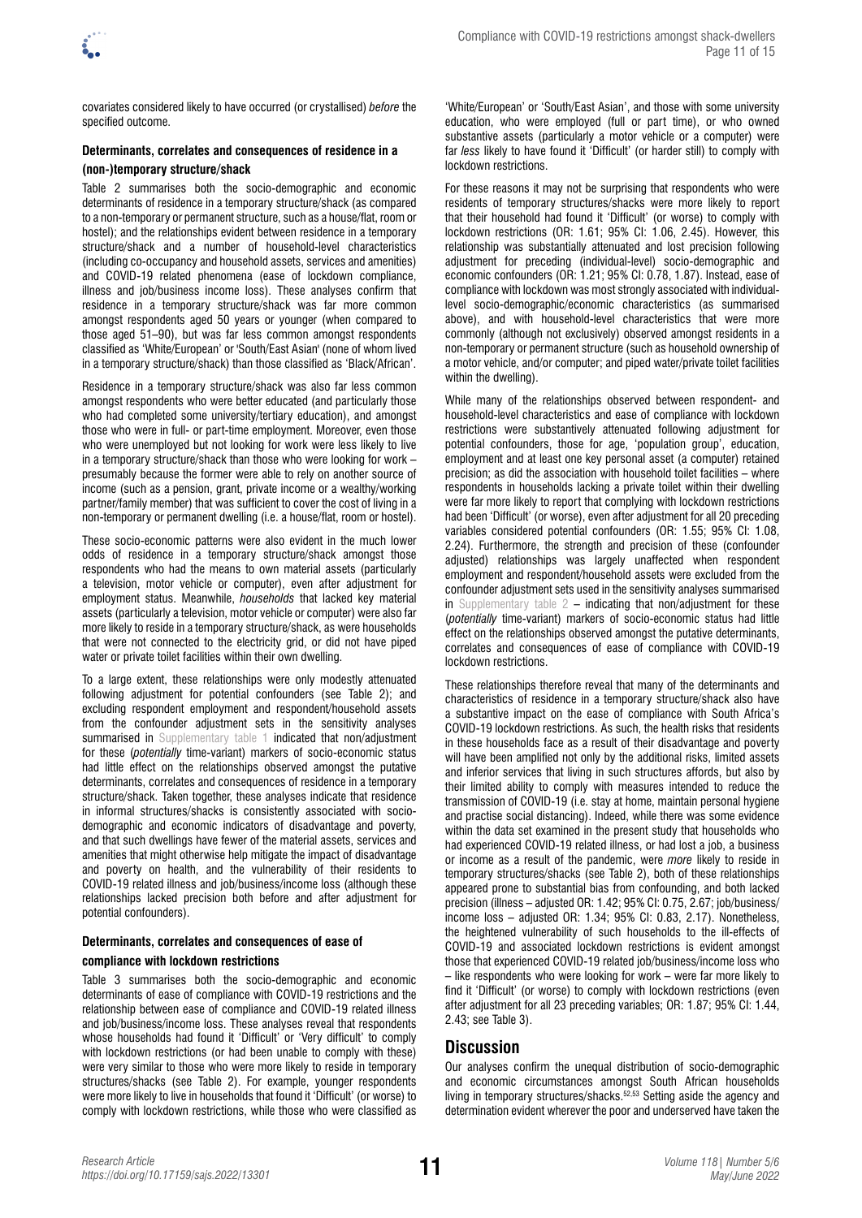covariates considered likely to have occurred (or crystallised) *before* the specified outcome.

#### Determinants, correlates and consequences of residence in a (non-)temporary structure/shack

Table 2 summarises both the socio-demographic and economic determinants of residence in a temporary structure/shack (as compared to a non-temporary or permanent structure, such as a house/flat, room or hostel); and the relationships evident between residence in a temporary structure/shack and a number of household-level characteristics (including co-occupancy and household assets, services and amenities) and COVID-19 related phenomena (ease of lockdown compliance, illness and job/business income loss). These analyses confirm that residence in a temporary structure/shack was far more common amongst respondents aged 50 years or younger (when compared to those aged 51–90), but was far less common amongst respondents classified as 'White/European' or 'South/East Asian' (none of whom lived in a temporary structure/shack) than those classified as 'Black/African'.

Residence in a temporary structure/shack was also far less common amongst respondents who were better educated (and particularly those who had completed some university/tertiary education), and amongst those who were in full- or part-time employment. Moreover, even those who were unemployed but not looking for work were less likely to live in a temporary structure/shack than those who were looking for work – presumably because the former were able to rely on another source of income (such as a pension, grant, private income or a wealthy/working partner/family member) that was sufficient to cover the cost of living in a non-temporary or permanent dwelling (i.e. a house/flat, room or hostel).

These socio-economic patterns were also evident in the much lower odds of residence in a temporary structure/shack amongst those respondents who had the means to own material assets (particularly a television, motor vehicle or computer), even after adjustment for employment status. Meanwhile, *households* that lacked key material assets (particularly a television, motor vehicle or computer) were also far more likely to reside in a temporary structure/shack, as were households that were not connected to the electricity grid, or did not have piped water or private toilet facilities within their own dwelling.

To a large extent, these relationships were only modestly attenuated following adjustment for potential confounders (see Table 2); and excluding respondent employment and respondent/household assets from the confounder adjustment sets in the sensitivity analyses summarised in Supplementary table 1 indicated that non/adjustment for these (*potentially* time-variant) markers of socio-economic status had little effect on the relationships observed amongst the putative determinants, correlates and consequences of residence in a temporary structure/shack. Taken together, these analyses indicate that residence in informal structures/shacks is consistently associated with socio-demographic and economic indicators of disadvantage and poverty, and that such dwellings have fewer of the material assets, services and amenities that might otherwise help mitigate the impact of disadvantage and poverty on health, and the vulnerability of their residents to COVID-19 related illness and job/business/income loss (although these relationships lacked precision both before and after adjustment for potential confounders).

#### Determinants, correlates and consequences of ease of compliance with lockdown restrictions

Table 3 summarises both the socio-demographic and economic determinants of ease of compliance with COVID-19 restrictions and the relationship between ease of compliance and COVID-19 related illness and job/business/income loss. These analyses reveal that respondents whose households had found it 'Difficult' or 'Very difficult' to comply with lockdown restrictions (or had been unable to comply with these) were very similar to those who were more likely to reside in temporary structures/shacks (see Table 2). For example, younger respondents were more likely to live in households that found it 'Difficult' (or worse) to comply with lockdown restrictions, while those who were classified as 'White/European' or 'South/East Asian', and those with some university education, who were employed (full or part time), or who owned substantive assets (particularly a motor vehicle or a computer) were far *less* likely to have found it 'Difficult' (or harder still) to comply with lockdown restrictions.

For these reasons it may not be surprising that respondents who were residents of temporary structures/shacks were more likely to report that their household had found it 'Difficult' (or worse) to comply with lockdown restrictions (OR: 1.61; 95% CI: 1.06, 2.45). However, this relationship was substantially attenuated and lost precision following adjustment for preceding (individual-level) socio-demographic and economic confounders (OR: 1.21; 95% CI: 0.78, 1.87). Instead, ease of compliance with lockdown was most strongly associated with individual-level socio-demographic/economic characteristics (as summarised above), and with household-level characteristics that were more commonly (although not exclusively) observed amongst residents in a non-temporary or permanent structure (such as household ownership of a motor vehicle, and/or computer; and piped water/private toilet facilities within the dwelling).

While many of the relationships observed between respondent- and household-level characteristics and ease of compliance with lockdown restrictions were substantively attenuated following adjustment for potential confounders, those for age, 'population group', education, employment and at least one key personal asset (a computer) retained precision; as did the association with household toilet facilities – where respondents in households lacking a private toilet within their dwelling were far more likely to report that complying with lockdown restrictions had been 'Difficult' (or worse), even after adjustment for all 20 preceding variables considered potential confounders (OR: 1.55; 95% CI: 1.08, 2.24). Furthermore, the strength and precision of these (confounder adjusted) relationships was largely unaffected when respondent employment and respondent/household assets were excluded from the confounder adjustment sets used in the sensitivity analyses summarised in Supplementary table 2 – indicating that non/adjustment for these (*potentially* time-variant) markers of socio-economic status had little effect on the relationships observed amongst the putative determinants, correlates and consequences of ease of compliance with COVID-19 lockdown restrictions.

These relationships therefore reveal that many of the determinants and characteristics of residence in a temporary structure/shack also have a substantive impact on the ease of compliance with South Africa's COVID-19 lockdown restrictions. As such, the health risks that residents in these households face as a result of their disadvantage and poverty will have been amplified not only by the additional risks, limited assets and inferior services that living in such structures affords, but also by their limited ability to comply with measures intended to reduce the transmission of COVID-19 (i.e. stay at home, maintain personal hygiene and practise social distancing). Indeed, while there was some evidence within the data set examined in the present study that households who had experienced COVID-19 related illness, or had lost a job, a business or income as a result of the pandemic, were *more* likely to reside in temporary structures/shacks (see Table 2), both of these relationships appeared prone to substantial bias from confounding, and both lacked precision (illness – adjusted OR: 1.42; 95% CI: 0.75, 2.67; job/business/income loss – adjusted OR: 1.34; 95% CI: 0.83, 2.17). Nonetheless, the heightened vulnerability of such households to the ill-effects of COVID-19 and associated lockdown restrictions is evident amongst those that experienced COVID-19 related job/business/income loss who – like respondents who were looking for work – were far more likely to find it 'Difficult' (or worse) to comply with lockdown restrictions (even after adjustment for all 23 preceding variables; OR: 1.87; 95% CI: 1.44, 2.43; see Table 3).

## Discussion

Our analyses confirm the unequal distribution of socio-demographic and economic circumstances amongst South African households living in temporary structures/shacks.[52,53] Setting aside the agency and determination evident wherever the poor and underserved have taken the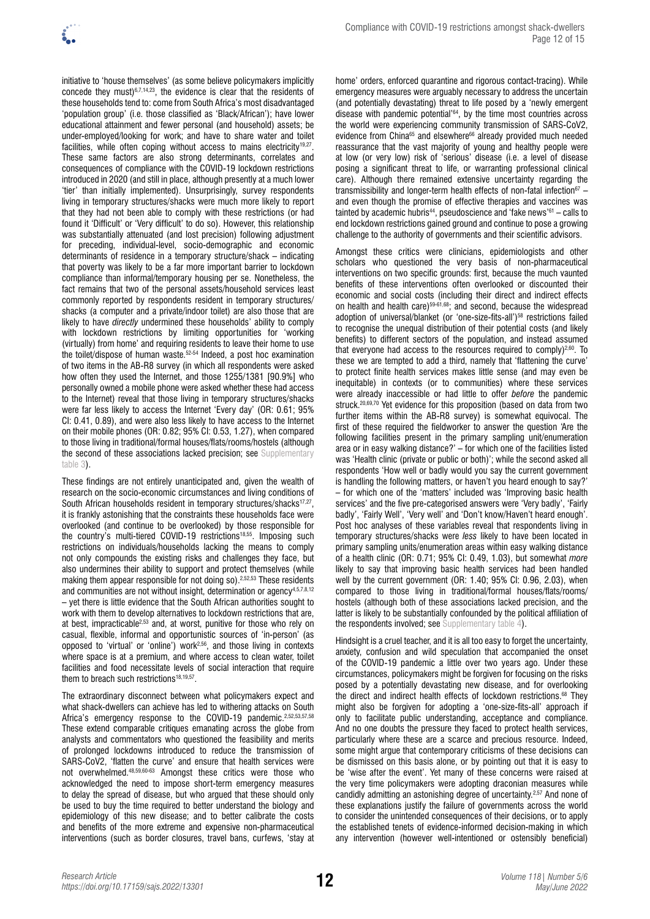initiative to 'house themselves' (as some believe policymakers implicitly concede they must)[6,7,14,23], the evidence is clear that the residents of these households tend to: come from South Africa's most disadvantaged 'population group' (i.e. those classified as 'Black/African'); have lower educational attainment and fewer personal (and household) assets; be under-employed/looking for work; and have to share water and toilet facilities, while often coping without access to mains electricity[19,27]. These same factors are also strong determinants, correlates and consequences of compliance with the COVID-19 lockdown restrictions introduced in 2020 (and still in place, although presently at a much lower 'tier' than initially implemented). Unsurprisingly, survey respondents living in temporary structures/shacks were much more likely to report that they had not been able to comply with these restrictions (or had found it 'Difficult' or 'Very difficult' to do so). However, this relationship was substantially attenuated (and lost precision) following adjustment for preceding, individual-level, socio-demographic and economic determinants of residence in a temporary structure/shack – indicating that poverty was likely to be a far more important barrier to lockdown compliance than informal/temporary housing per se. Nonetheless, the fact remains that two of the personal assets/household services least commonly reported by respondents resident in temporary structures/shacks (a computer and a private/indoor toilet) are also those that are likely to have *directly* undermined these households' ability to comply with lockdown restrictions by limiting opportunities for 'working (virtually) from home' and requiring residents to leave their home to use the toilet/dispose of human waste.[52-54] Indeed, a post hoc examination of two items in the AB-R8 survey (in which all respondents were asked how often they used the Internet, and those 1255/1381 [90.9%] who personally owned a mobile phone were asked whether these had access to the Internet) reveal that those living in temporary structures/shacks were far less likely to access the Internet 'Every day' (OR: 0.61; 95% CI: 0.41, 0.89), and were also less likely to have access to the Internet on their mobile phones (OR: 0.82; 95% CI: 0.53, 1.27), when compared to those living in traditional/formal houses/flats/rooms/hostels (although the second of these associations lacked precision; see Supplementary table 3).

These findings are not entirely unanticipated and, given the wealth of research on the socio-economic circumstances and living conditions of South African households resident in temporary structures/shacks[17,27], it is frankly astonishing that the constraints these households face were overlooked (and continue to be overlooked) by those responsible for the country's multi-tiered COVID-19 restrictions[18,55]. Imposing such restrictions on individuals/households lacking the means to comply not only compounds the existing risks and challenges they face, but also undermines their ability to support and protect themselves (while making them appear responsible for not doing so).[2,52,53] These residents and communities are not without insight, determination or agency[4,5,7,8,12] – yet there is little evidence that the South African authorities sought to work with them to develop alternatives to lockdown restrictions that are, at best, impracticable[2,53] and, at worst, punitive for those who rely on casual, flexible, informal and opportunistic sources of 'in-person' (as opposed to 'virtual' or 'online') work[2,56], and those living in contexts where space is at a premium, and where access to clean water, toilet facilities and food necessitate levels of social interaction that require them to breach such restrictions[18,19,57].

The extraordinary disconnect between what policymakers expect and what shack-dwellers can achieve has led to withering attacks on South Africa's emergency response to the COVID-19 pandemic.[2,52,53,57,58] These extend comparable critiques emanating across the globe from analysts and commentators who questioned the feasibility and merits of prolonged lockdowns introduced to reduce the transmission of SARS-CoV2, 'flatten the curve' and ensure that health services were not overwhelmed.[48,59,60-63] Amongst these critics were those who acknowledged the need to impose short-term emergency measures to delay the spread of disease, but who argued that these should only be used to buy the time required to better understand the biology and epidemiology of this new disease; and to better calibrate the costs and benefits of the more extreme and expensive non-pharmaceutical interventions (such as border closures, travel bans, curfews, 'stay at home' orders, enforced quarantine and rigorous contact-tracing). While emergency measures were arguably necessary to address the uncertain (and potentially devastating) threat to life posed by a 'newly emergent disease with pandemic potential'[64], by the time most countries across the world were experiencing community transmission of SARS-CoV2, evidence from China[65] and elsewhere[66] already provided much needed reassurance that the vast majority of young and healthy people were at low (or very low) risk of 'serious' disease (i.e. a level of disease posing a significant threat to life, or warranting professional clinical care). Although there remained extensive uncertainty regarding the transmissibility and longer-term health effects of non-fatal infection[67] – and even though the promise of effective therapies and vaccines was tainted by academic hubris[44], pseudoscience and 'fake news'[61] – calls to end lockdown restrictions gained ground and continue to pose a growing challenge to the authority of governments and their scientific advisors.

Amongst these critics were clinicians, epidemiologists and other scholars who questioned the very basis of non-pharmaceutical interventions on two specific grounds: first, because the much vaunted benefits of these interventions often overlooked or discounted their economic and social costs (including their direct and indirect effects on health and health care)[59-61,68]; and second, because the widespread adoption of universal/blanket (or 'one-size-fits-all')[58] restrictions failed to recognise the unequal distribution of their potential costs (and likely benefits) to different sectors of the population, and instead assumed that everyone had access to the resources required to comply)[2,60]. To these we are tempted to add a third, namely that 'flattening the curve' to protect finite health services makes little sense (and may even be inequitable) in contexts (or to communities) where these services were already inaccessible or had little to offer *before* the pandemic struck.[20,69,70] Yet evidence for this proposition (based on data from two further items within the AB-R8 survey) is somewhat equivocal. The first of these required the fieldworker to answer the question 'Are the following facilities present in the primary sampling unit/enumeration area or in easy walking distance?' – for which one of the facilities listed was 'Health clinic (private or public or both)'; while the second asked all respondents 'How well or badly would you say the current government is handling the following matters, or haven't you heard enough to say?' – for which one of the 'matters' included was 'Improving basic health services' and the five pre-categorised answers were 'Very badly', 'Fairly badly', 'Fairly Well', 'Very well' and 'Don't know/Haven't heard enough'. Post hoc analyses of these variables reveal that respondents living in temporary structures/shacks were *less* likely to have been located in primary sampling units/enumeration areas within easy walking distance of a health clinic (OR: 0.71; 95% CI: 0.49, 1.03), but somewhat *more* likely to say that improving basic health services had been handled well by the current government (OR: 1.40; 95% CI: 0.96, 2.03), when compared to those living in traditional/formal houses/flats/rooms/hostels (although both of these associations lacked precision, and the latter is likely to be substantially confounded by the political affiliation of the respondents involved; see Supplementary table 4).

Hindsight is a cruel teacher, and it is all too easy to forget the uncertainty, anxiety, confusion and wild speculation that accompanied the onset of the COVID-19 pandemic a little over two years ago. Under these circumstances, policymakers might be forgiven for focusing on the risks posed by a potentially devastating new disease, and for overlooking the direct and indirect health effects of lockdown restrictions.[68] They might also be forgiven for adopting a 'one-size-fits-all' approach if only to facilitate public understanding, acceptance and compliance. And no one doubts the pressure they faced to protect health services, particularly where these are a scarce and precious resource. Indeed, some might argue that contemporary criticisms of these decisions can be dismissed on this basis alone, or by pointing out that it is easy to be 'wise after the event'. Yet many of these concerns were raised at the very time policymakers were adopting draconian measures while candidly admitting an astonishing degree of uncertainty.[2,57] And none of these explanations justify the failure of governments across the world to consider the unintended consequences of their decisions, or to apply the established tenets of evidence-informed decision-making in which any intervention (however well-intentioned or ostensibly beneficial)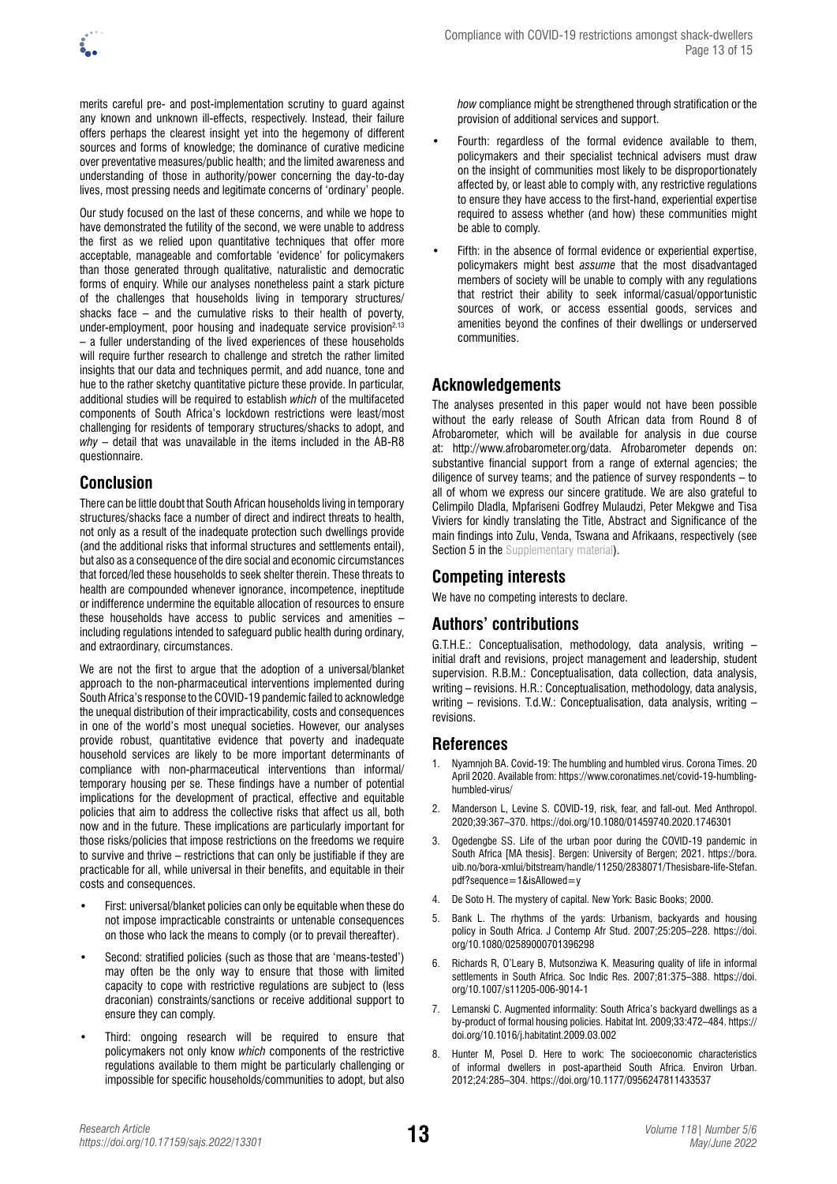merits careful pre- and post-implementation scrutiny to guard against any known and unknown ill-effects, respectively. Instead, their failure offers perhaps the clearest insight yet into the hegemony of different sources and forms of knowledge; the dominance of curative medicine over preventative measures/public health; and the limited awareness and understanding of those in authority/power concerning the day-to-day lives, most pressing needs and legitimate concerns of 'ordinary' people.

Our study focused on the last of these concerns, and while we hope to have demonstrated the futility of the second, we were unable to address the first as we relied upon quantitative techniques that offer more acceptable, manageable and comfortable 'evidence' for policymakers than those generated through qualitative, naturalistic and democratic forms of enquiry. While our analyses nonetheless paint a stark picture of the challenges that households living in temporary structures/shacks face – and the cumulative risks to their health of poverty, under-employment, poor housing and inadequate service provision[2,13] – a fuller understanding of the lived experiences of these households will require further research to challenge and stretch the rather limited insights that our data and techniques permit, and add nuance, tone and hue to the rather sketchy quantitative picture these provide. In particular, additional studies will be required to establish *which* of the multifaceted components of South Africa's lockdown restrictions were least/most challenging for residents of temporary structures/shacks to adopt, and *why* – detail that was unavailable in the items included in the AB-R8 questionnaire.

## Conclusion

There can be little doubt that South African households living in temporary structures/shacks face a number of direct and indirect threats to health, not only as a result of the inadequate protection such dwellings provide (and the additional risks that informal structures and settlements entail), but also as a consequence of the dire social and economic circumstances that forced/led these households to seek shelter therein. These threats to health are compounded whenever ignorance, incompetence, ineptitude or indifference undermine the equitable allocation of resources to ensure these households have access to public services and amenities – including regulations intended to safeguard public health during ordinary, and extraordinary, circumstances.

We are not the first to argue that the adoption of a universal/blanket approach to the non-pharmaceutical interventions implemented during South Africa's response to the COVID-19 pandemic failed to acknowledge the unequal distribution of their impracticability, costs and consequences in one of the world's most unequal societies. However, our analyses provide robust, quantitative evidence that poverty and inadequate household services are likely to be more important determinants of compliance with non-pharmaceutical interventions than informal/temporary housing per se. These findings have a number of potential implications for the development of practical, effective and equitable policies that aim to address the collective risks that affect us all, both now and in the future. These implications are particularly important for those risks/policies that impose restrictions on the freedoms we require to survive and thrive – restrictions that can only be justifiable if they are practicable for all, while universal in their benefits, and equitable in their costs and consequences.

- First: universal/blanket policies can only be equitable when these do not impose impracticable constraints or untenable consequences on those who lack the means to comply (or to prevail thereafter).
- Second: stratified policies (such as those that are 'means-tested') may often be the only way to ensure that those with limited capacity to cope with restrictive regulations are subject to (less draconian) constraints/sanctions or receive additional support to ensure they can comply.
- Third: ongoing research will be required to ensure that policymakers not only know *which* components of the restrictive regulations available to them might be particularly challenging or impossible for specific households/communities to adopt, but also *how* compliance might be strengthened through stratification or the provision of additional services and support.
- Fourth: regardless of the formal evidence available to them, policymakers and their specialist technical advisers must draw on the insight of communities most likely to be disproportionately affected by, or least able to comply with, any restrictive regulations to ensure they have access to the first-hand, experiential expertise required to assess whether (and how) these communities might be able to comply.
- Fifth: in the absence of formal evidence or experiential expertise, policymakers might best *assume* that the most disadvantaged members of society will be unable to comply with any regulations that restrict their ability to seek informal/casual/opportunistic sources of work, or access essential goods, services and amenities beyond the confines of their dwellings or underserved communities.

## Acknowledgements

The analyses presented in this paper would not have been possible without the early release of South African data from Round 8 of Afrobarometer, which will be available for analysis in due course at: http://www.afrobarometer.org/data. Afrobarometer depends on: substantive financial support from a range of external agencies; the diligence of survey teams; and the patience of survey respondents – to all of whom we express our sincere gratitude. We are also grateful to Celimpilo Dladla, Mpfariseni Godfrey Mulaudzi, Peter Mekgwe and Tisa Viviers for kindly translating the Title, Abstract and Significance of the main findings into Zulu, Venda, Tswana and Afrikaans, respectively (see Section 5 in the Supplementary material).

## Competing interests

We have no competing interests to declare.

## Authors' contributions

G.T.H.E.: Conceptualisation, methodology, data analysis, writing – initial draft and revisions, project management and leadership, student supervision. R.B.M.: Conceptualisation, data collection, data analysis, writing – revisions. H.R.: Conceptualisation, methodology, data analysis, writing – revisions. T.d.W.: Conceptualisation, data analysis, writing – revisions.

## References

1. Nyamnjoh BA. Covid-19: The humbling and humbled virus. Corona Times. 20 April 2020. Available from: https://www.coronatimes.net/covid-19-humbling-humbled-virus/
2. Manderson L, Levine S. COVID-19, risk, fear, and fall-out. Med Anthropol. 2020;39:367–370. https://doi.org/10.1080/01459740.2020.1746301
3. Ogedengbe SS. Life of the urban poor during the COVID-19 pandemic in South Africa [MA thesis]. Bergen: University of Bergen; 2021. https://bora.uib.no/bora-xmlui/bitstream/handle/11250/2838071/Thesisbare-life-Stefan.pdf?sequence=1&isAllowed=y
4. De Soto H. The mystery of capital. New York: Basic Books; 2000.
5. Bank L. The rhythms of the yards: Urbanism, backyards and housing policy in South Africa. J Contemp Afr Stud. 2007;25:205–228. https://doi.org/10.1080/02589000701396298
6. Richards R, O'Leary B, Mutsonziwa K. Measuring quality of life in informal settlements in South Africa. Soc Indic Res. 2007;81:375–388. https://doi.org/10.1007/s11205-006-9014-1
7. Lemanski C. Augmented informality: South Africa's backyard dwellings as a by-product of formal housing policies. Habitat Int. 2009;33:472–484. https://doi.org/10.1016/j.habitatint.2009.03.002
8. Hunter M, Posel D. Here to work: The socioeconomic characteristics of informal dwellers in post-apartheid South Africa. Environ Urban. 2012;24:285–304. https://doi.org/10.1177/0956247811433537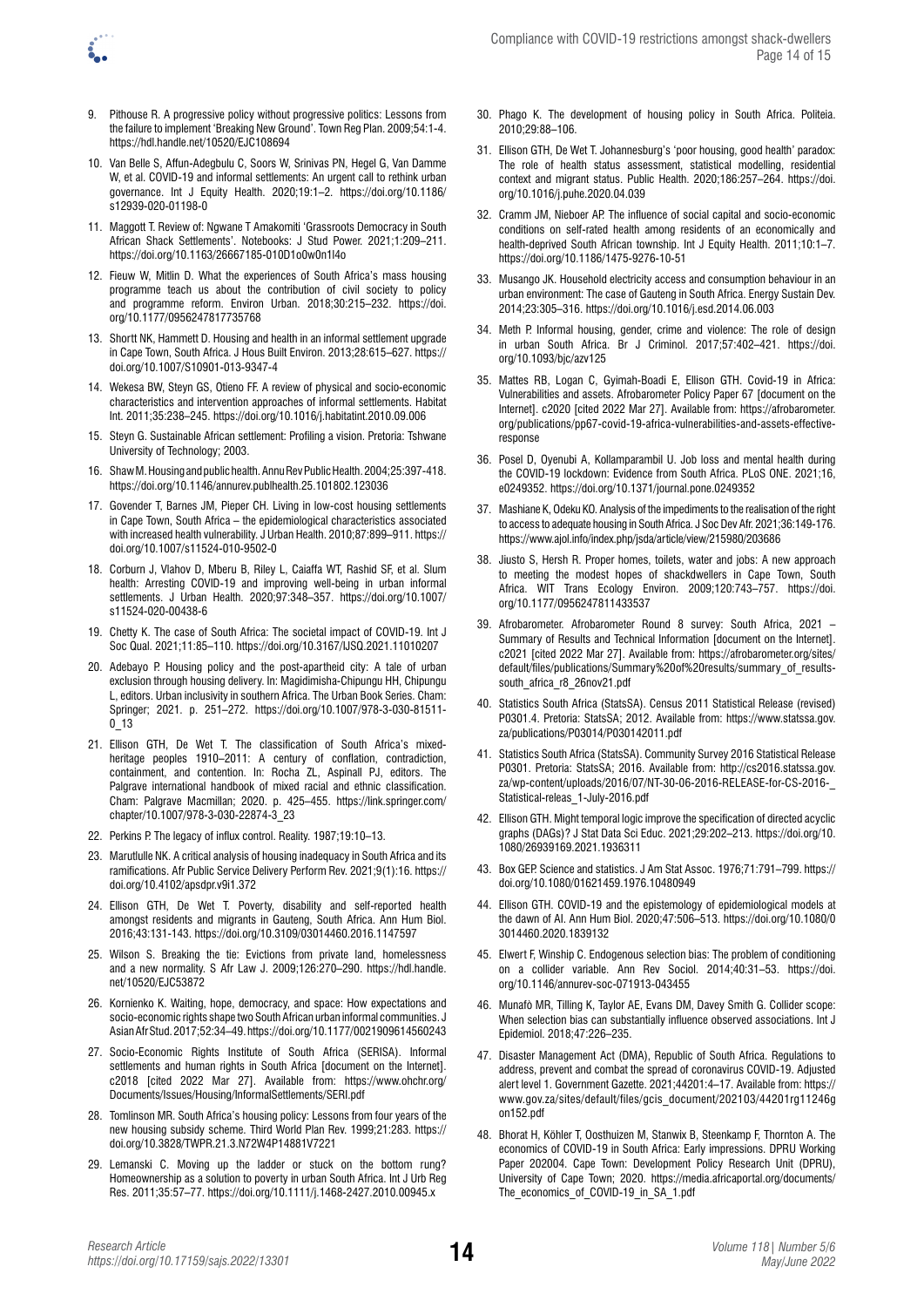9. Pithouse R. A progressive policy without progressive politics: Lessons from the failure to implement 'Breaking New Ground'. Town Reg Plan. 2009;54:1-4. https://hdl.handle.net/10520/EJC108694
10. Van Belle S, Affun-Adegbulu C, Soors W, Srinivas PN, Hegel G, Van Damme W, et al. COVID-19 and informal settlements: An urgent call to rethink urban governance. Int J Equity Health. 2020;19:1–2. https://doi.org/10.1186/s12939-020-01198-0
11. Maggott T. Review of: Ngwane T Amakomiti 'Grassroots Democracy in South African Shack Settlements'. Notebooks: J Stud Power. 2021;1:209–211. https://doi.org/10.1163/26667185-010D1o0w0n1l4o
12. Fieuw W, Mitlin D. What the experiences of South Africa's mass housing programme teach us about the contribution of civil society to policy and programme reform. Environ Urban. 2018;30:215–232. https://doi.org/10.1177/0956247817735768
13. Shortt NK, Hammett D. Housing and health in an informal settlement upgrade in Cape Town, South Africa. J Hous Built Environ. 2013;28:615–627. https://doi.org/10.1007/S10901-013-9347-4
14. Wekesa BW, Steyn GS, Otieno FF. A review of physical and socio-economic characteristics and intervention approaches of informal settlements. Habitat Int. 2011;35:238–245. https://doi.org/10.1016/j.habitatint.2010.09.006
15. Steyn G. Sustainable African settlement: Profiling a vision. Pretoria: Tshwane University of Technology; 2003.
16. Shaw M. Housing and public health. Annu Rev Public Health. 2004;25:397-418. https://doi.org/10.1146/annurev.publhealth.25.101802.123036
17. Govender T, Barnes JM, Pieper CH. Living in low-cost housing settlements in Cape Town, South Africa – the epidemiological characteristics associated with increased health vulnerability. J Urban Health. 2010;87:899–911. https://doi.org/10.1007/s11524-010-9502-0
18. Corburn J, Vlahov D, Mberu B, Riley L, Caiaffa WT, Rashid SF, et al. Slum health: Arresting COVID-19 and improving well-being in urban informal settlements. J Urban Health. 2020;97:348–357. https://doi.org/10.1007/s11524-020-00438-6
19. Chetty K. The case of South Africa: The societal impact of COVID-19. Int J Soc Qual. 2021;11:85–110. https://doi.org/10.3167/IJSQ.2021.11010207
20. Adebayo P. Housing policy and the post-apartheid city: A tale of urban exclusion through housing delivery. In: Magidimisha-Chipungu HH, Chipungu L, editors. Urban inclusivity in southern Africa. The Urban Book Series. Cham: Springer; 2021. p. 251–272. https://doi.org/10.1007/978-3-030-81511-0_13
21. Ellison GTH, De Wet T. The classification of South Africa's mixed-heritage peoples 1910–2011: A century of conflation, contradiction, containment, and contention. In: Rocha ZL, Aspinall PJ, editors. The Palgrave international handbook of mixed racial and ethnic classification. Cham: Palgrave Macmillan; 2020. p. 425–455. https://link.springer.com/chapter/10.1007/978-3-030-22874-3_23
22. Perkins P. The legacy of influx control. Reality. 1987;19:10–13.
23. Marutlulle NK. A critical analysis of housing inadequacy in South Africa and its ramifications. Afr Public Service Delivery Perform Rev. 2021;9(1):16. https://doi.org/10.4102/apsdpr.v9i1.372
24. Ellison GTH, De Wet T. Poverty, disability and self-reported health amongst residents and migrants in Gauteng, South Africa. Ann Hum Biol. 2016;43:131-143. https://doi.org/10.3109/03014460.2016.1147597
25. Wilson S. Breaking the tie: Evictions from private land, homelessness and a new normality. S Afr Law J. 2009;126:270–290. https://hdl.handle.net/10520/EJC53872
26. Kornienko K. Waiting, hope, democracy, and space: How expectations and socio-economic rights shape two South African urban informal communities. J Asian Afr Stud. 2017;52:34–49. https://doi.org/10.1177/0021909614560243
27. Socio-Economic Rights Institute of South Africa (SERISA). Informal settlements and human rights in South Africa [document on the Internet]. c2018 [cited 2022 Mar 27]. Available from: https://www.ohchr.org/Documents/Issues/Housing/InformalSettlements/SERI.pdf
28. Tomlinson MR. South Africa's housing policy: Lessons from four years of the new housing subsidy scheme. Third World Plan Rev. 1999;21:283. https://doi.org/10.3828/TWPR.21.3.N72W4P14881V7221
29. Lemanski C. Moving up the ladder or stuck on the bottom rung? Homeownership as a solution to poverty in urban South Africa. Int J Urb Reg Res. 2011;35:57–77. https://doi.org/10.1111/j.1468-2427.2010.00945.x
30. Phago K. The development of housing policy in South Africa. Politeia. 2010;29:88–106.
31. Ellison GTH, De Wet T. Johannesburg's 'poor housing, good health' paradox: The role of health status assessment, statistical modelling, residential context and migrant status. Public Health. 2020;186:257–264. https://doi.org/10.1016/j.puhe.2020.04.039
32. Cramm JM, Nieboer AP. The influence of social capital and socio-economic conditions on self-rated health among residents of an economically and health-deprived South African township. Int J Equity Health. 2011;10:1–7. https://doi.org/10.1186/1475-9276-10-51
33. Musango JK. Household electricity access and consumption behaviour in an urban environment: The case of Gauteng in South Africa. Energy Sustain Dev. 2014;23:305–316. https://doi.org/10.1016/j.esd.2014.06.003
34. Meth P. Informal housing, gender, crime and violence: The role of design in urban South Africa. Br J Criminol. 2017;57:402–421. https://doi.org/10.1093/bjc/azv125
35. Mattes RB, Logan C, Gyimah-Boadi E, Ellison GTH. Covid-19 in Africa: Vulnerabilities and assets. Afrobarometer Policy Paper 67 [document on the Internet]. c2020 [cited 2022 Mar 27]. Available from: https://afrobarometer.org/publications/pp67-covid-19-africa-vulnerabilities-and-assets-effective-response
36. Posel D, Oyenubi A, Kollamparambil U. Job loss and mental health during the COVID-19 lockdown: Evidence from South Africa. PLoS ONE. 2021;16, e0249352. https://doi.org/10.1371/journal.pone.0249352
37. Mashiane K, Odeku KO. Analysis of the impediments to the realisation of the right to access to adequate housing in South Africa. J Soc Dev Afr. 2021;36:149-176. https://www.ajol.info/index.php/jsda/article/view/215980/203686
38. Jiusto S, Hersh R. Proper homes, toilets, water and jobs: A new approach to meeting the modest hopes of shackdwellers in Cape Town, South Africa. WIT Trans Ecology Environ. 2009;120:743–757. https://doi.org/10.1177/0956247811433537
39. Afrobarometer. Afrobarometer Round 8 survey: South Africa, 2021 – Summary of Results and Technical Information [document on the Internet]. c2021 [cited 2022 Mar 27]. Available from: https://afrobarometer.org/sites/default/files/publications/Summary%20of%20results/summary_of_results-south_africa_r8_26nov21.pdf
40. Statistics South Africa (StatsSA). Census 2011 Statistical Release (revised) P0301.4. Pretoria: StatsSA; 2012. Available from: https://www.statssa.gov.za/publications/P03014/P030142011.pdf
41. Statistics South Africa (StatsSA). Community Survey 2016 Statistical Release P0301. Pretoria: StatsSA; 2016. Available from: http://cs2016.statssa.gov.za/wp-content/uploads/2016/07/NT-30-06-2016-RELEASE-for-CS-2016-_Statistical-releas_1-July-2016.pdf
42. Ellison GTH. Might temporal logic improve the specification of directed acyclic graphs (DAGs)? J Stat Data Sci Educ. 2021;29:202–213. https://doi.org/10.1080/26939169.2021.1936311
43. Box GEP. Science and statistics. J Am Stat Assoc. 1976;71:791–799. https://doi.org/10.1080/01621459.1976.10480949
44. Ellison GTH. COVID-19 and the epistemology of epidemiological models at the dawn of AI. Ann Hum Biol. 2020;47:506–513. https://doi.org/10.1080/03014460.2020.1839132
45. Elwert F, Winship C. Endogenous selection bias: The problem of conditioning on a collider variable. Ann Rev Sociol. 2014;40:31–53. https://doi.org/10.1146/annurev-soc-071913-043455
46. Munafò MR, Tilling K, Taylor AE, Evans DM, Davey Smith G. Collider scope: When selection bias can substantially influence observed associations. Int J Epidemiol. 2018;47:226–235.
47. Disaster Management Act (DMA), Republic of South Africa. Regulations to address, prevent and combat the spread of coronavirus COVID-19. Adjusted alert level 1. Government Gazette. 2021;44201:4–17. Available from: https://www.gov.za/sites/default/files/gcis_document/202103/44201rg11246gon152.pdf
48. Bhorat H, Köhler T, Oosthuizen M, Stanwix B, Steenkamp F, Thornton A. The economics of COVID-19 in South Africa: Early impressions. DPRU Working Paper 202004. Cape Town: Development Policy Research Unit (DPRU), University of Cape Town; 2020. https://media.africaportal.org/documents/The_economics_of_COVID-19_in_SA_1.pdf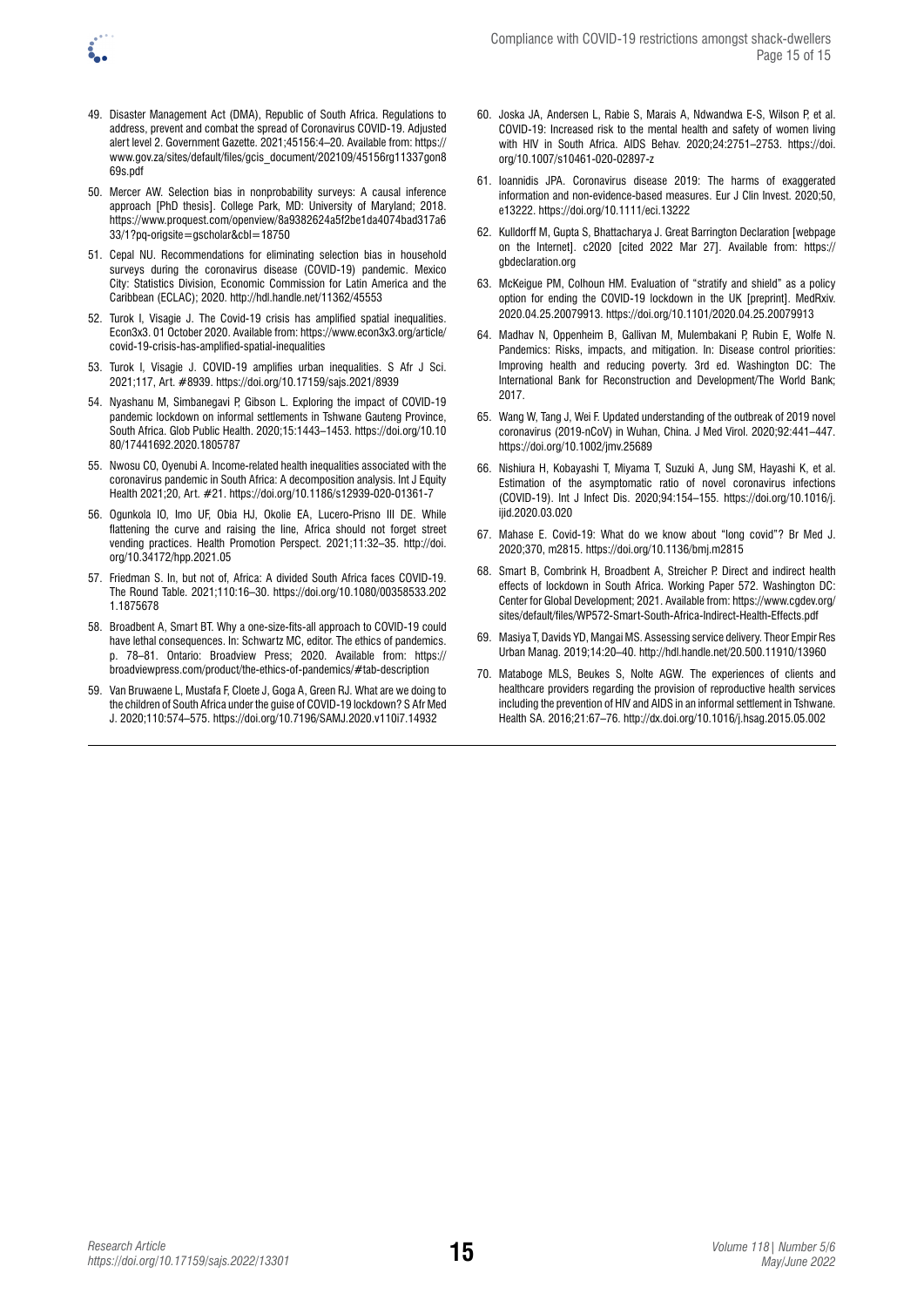49. Disaster Management Act (DMA), Republic of South Africa. Regulations to address, prevent and combat the spread of Coronavirus COVID-19. Adjusted alert level 2. Government Gazette. 2021;45156:4–20. Available from: https://www.gov.za/sites/default/files/gcis_document/202109/45156rg11337gon869s.pdf

50. Mercer AW. Selection bias in nonprobability surveys: A causal inference approach [PhD thesis]. College Park, MD: University of Maryland; 2018. https://www.proquest.com/openview/8a9382624a5f2be1da4074bad317a633/1?pq-origsite=gscholar&cbl=18750

51. Cepal NU. Recommendations for eliminating selection bias in household surveys during the coronavirus disease (COVID-19) pandemic. Mexico City: Statistics Division, Economic Commission for Latin America and the Caribbean (ECLAC); 2020. http://hdl.handle.net/11362/45553

52. Turok I, Visagie J. The Covid-19 crisis has amplified spatial inequalities. Econ3x3. 01 October 2020. Available from: https://www.econ3x3.org/article/covid-19-crisis-has-amplified-spatial-inequalities

53. Turok I, Visagie J. COVID-19 amplifies urban inequalities. S Afr J Sci. 2021;117, Art. #8939. https://doi.org/10.17159/sajs.2021/8939

54. Nyashanu M, Simbanegavi P, Gibson L. Exploring the impact of COVID-19 pandemic lockdown on informal settlements in Tshwane Gauteng Province, South Africa. Glob Public Health. 2020;15:1443–1453. https://doi.org/10.1080/17441692.2020.1805787

55. Nwosu CO, Oyenubi A. Income-related health inequalities associated with the coronavirus pandemic in South Africa: A decomposition analysis. Int J Equity Health 2021;20, Art. #21. https://doi.org/10.1186/s12939-020-01361-7

56. Ogunkola IO, Imo UF, Obia HJ, Okolie EA, Lucero-Prisno III DE. While flattening the curve and raising the line, Africa should not forget street vending practices. Health Promotion Perspect. 2021;11:32–35. http://doi.org/10.34172/hpp.2021.05

57. Friedman S. In, but not of, Africa: A divided South Africa faces COVID-19. The Round Table. 2021;110:16–30. https://doi.org/10.1080/00358533.2021.1875678

58. Broadbent A, Smart BT. Why a one-size-fits-all approach to COVID-19 could have lethal consequences. In: Schwartz MC, editor. The ethics of pandemics. p. 78–81. Ontario: Broadview Press; 2020. Available from: https://broadviewpress.com/product/the-ethics-of-pandemics/#tab-description

59. Van Bruwaene L, Mustafa F, Cloete J, Goga A, Green RJ. What are we doing to the children of South Africa under the guise of COVID-19 lockdown? S Afr Med J. 2020;110:574–575. https://doi.org/10.7196/SAMJ.2020.v110i7.14932

60. Joska JA, Andersen L, Rabie S, Marais A, Ndwandwa E-S, Wilson P, et al. COVID-19: Increased risk to the mental health and safety of women living with HIV in South Africa. AIDS Behav. 2020;24:2751–2753. https://doi.org/10.1007/s10461-020-02897-z

61. Ioannidis JPA. Coronavirus disease 2019: The harms of exaggerated information and non-evidence-based measures. Eur J Clin Invest. 2020;50, e13222. https://doi.org/10.1111/eci.13222

62. Kulldorff M, Gupta S, Bhattacharya J. Great Barrington Declaration [webpage on the Internet]. c2020 [cited 2022 Mar 27]. Available from: https://gbdeclaration.org

63. McKeigue PM, Colhoun HM. Evaluation of "stratify and shield" as a policy option for ending the COVID-19 lockdown in the UK [preprint]. MedRxiv. 2020.04.25.20079913. https://doi.org/10.1101/2020.04.25.20079913

64. Madhav N, Oppenheim B, Gallivan M, Mulembakani P, Rubin E, Wolfe N. Pandemics: Risks, impacts, and mitigation. In: Disease control priorities: Improving health and reducing poverty. 3rd ed. Washington DC: The International Bank for Reconstruction and Development/The World Bank; 2017.

65. Wang W, Tang J, Wei F. Updated understanding of the outbreak of 2019 novel coronavirus (2019-nCoV) in Wuhan, China. J Med Virol. 2020;92:441–447. https://doi.org/10.1002/jmv.25689

66. Nishiura H, Kobayashi T, Miyama T, Suzuki A, Jung SM, Hayashi K, et al. Estimation of the asymptomatic ratio of novel coronavirus infections (COVID-19). Int J Infect Dis. 2020;94:154–155. https://doi.org/10.1016/j.ijid.2020.03.020

67. Mahase E. Covid-19: What do we know about "long covid"? Br Med J. 2020;370, m2815. https://doi.org/10.1136/bmj.m2815

68. Smart B, Combrink H, Broadbent A, Streicher P. Direct and indirect health effects of lockdown in South Africa. Working Paper 572. Washington DC: Center for Global Development; 2021. Available from: https://www.cgdev.org/sites/default/files/WP572-Smart-South-Africa-Indirect-Health-Effects.pdf

69. Masiya T, Davids YD, Mangai MS. Assessing service delivery. Theor Empir Res Urban Manag. 2019;14:20–40. http://hdl.handle.net/20.500.11910/13960

70. Mataboge MLS, Beukes S, Nolte AGW. The experiences of clients and healthcare providers regarding the provision of reproductive health services including the prevention of HIV and AIDS in an informal settlement in Tshwane. Health SA. 2016;21:67–76. http://dx.doi.org/10.1016/j.hsag.2015.05.002